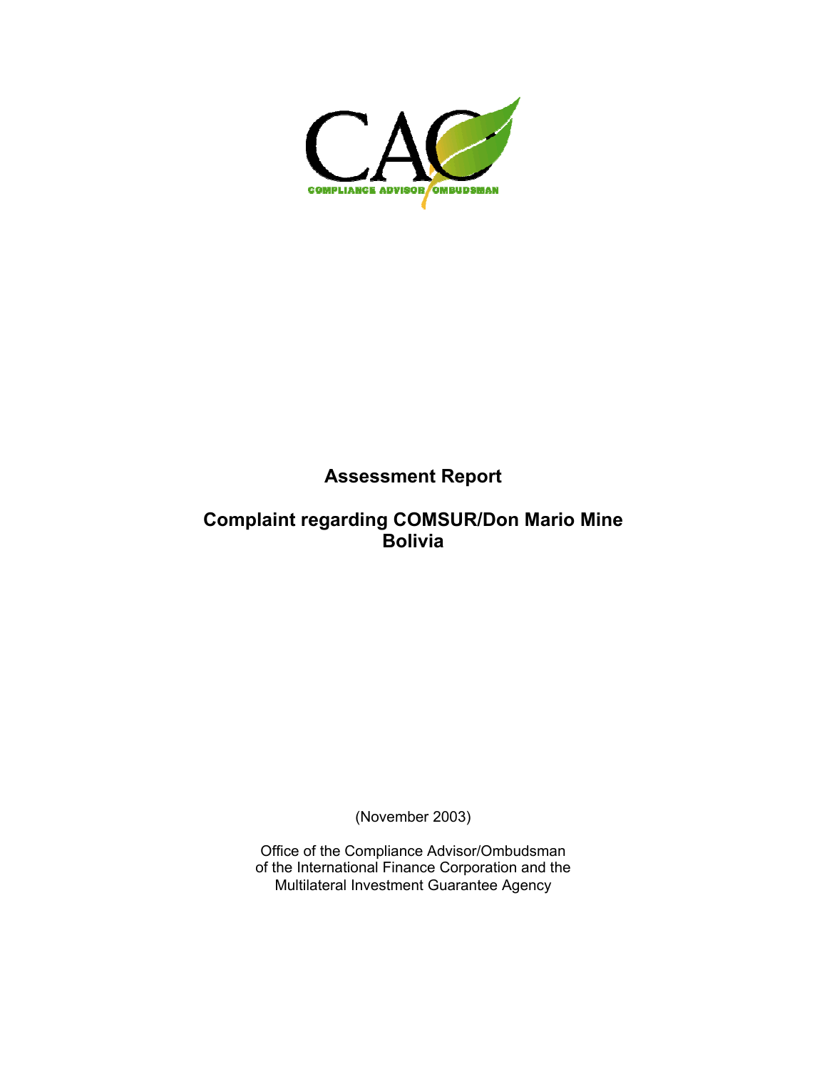CAO

COMPLIANCE ADVISOR OMBUDSMAN

# Assessment Report

## Complaint regarding COMSUR/Don Mario Mine Bolivia

(November 2003)

Office of the Compliance Advisor/Ombudsman
of the International Finance Corporation and the
Multilateral Investment Guarantee Agency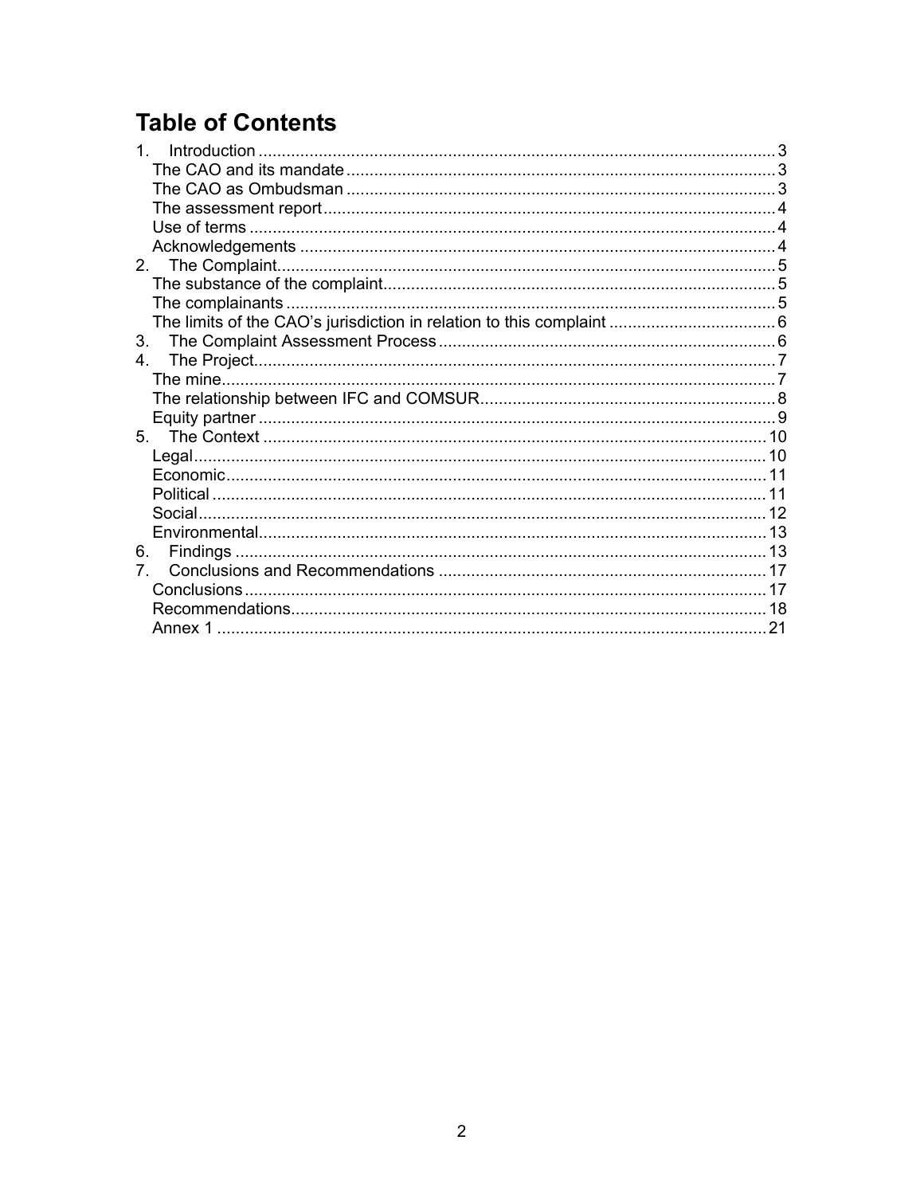# Table of Contents

1. Introduction ... 3
   - The CAO and its mandate ... 3
   - The CAO as Ombudsman ... 3
   - The assessment report ... 4
   - Use of terms ... 4
   - Acknowledgements ... 4
2. The Complaint ... 5
   - The substance of the complaint ... 5
   - The complainants ... 5
   - The limits of the CAO's jurisdiction in relation to this complaint ... 6
3. The Complaint Assessment Process ... 6
4. The Project ... 7
   - The mine ... 7
   - The relationship between IFC and COMSUR ... 8
   - Equity partner ... 9
5. The Context ... 10
   - Legal ... 10
   - Economic ... 11
   - Political ... 11
   - Social ... 12
   - Environmental ... 13
6. Findings ... 13
7. Conclusions and Recommendations ... 17
   - Conclusions ... 17
   - Recommendations ... 18
   - Annex 1 ... 21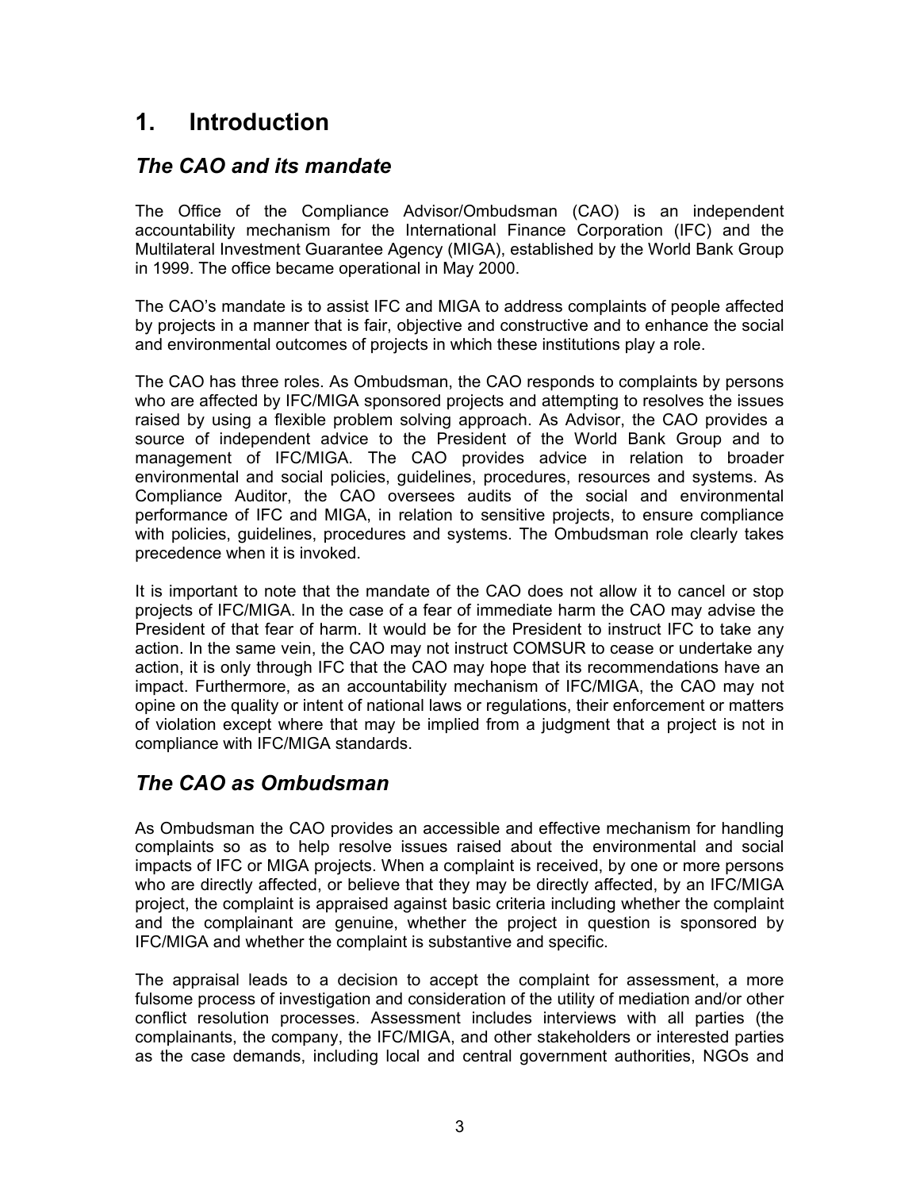# 1. Introduction

## *The CAO and its mandate*

The Office of the Compliance Advisor/Ombudsman (CAO) is an independent accountability mechanism for the International Finance Corporation (IFC) and the Multilateral Investment Guarantee Agency (MIGA), established by the World Bank Group in 1999. The office became operational in May 2000.

The CAO's mandate is to assist IFC and MIGA to address complaints of people affected by projects in a manner that is fair, objective and constructive and to enhance the social and environmental outcomes of projects in which these institutions play a role.

The CAO has three roles. As Ombudsman, the CAO responds to complaints by persons who are affected by IFC/MIGA sponsored projects and attempting to resolves the issues raised by using a flexible problem solving approach. As Advisor, the CAO provides a source of independent advice to the President of the World Bank Group and to management of IFC/MIGA. The CAO provides advice in relation to broader environmental and social policies, guidelines, procedures, resources and systems. As Compliance Auditor, the CAO oversees audits of the social and environmental performance of IFC and MIGA, in relation to sensitive projects, to ensure compliance with policies, guidelines, procedures and systems. The Ombudsman role clearly takes precedence when it is invoked.

It is important to note that the mandate of the CAO does not allow it to cancel or stop projects of IFC/MIGA. In the case of a fear of immediate harm the CAO may advise the President of that fear of harm. It would be for the President to instruct IFC to take any action. In the same vein, the CAO may not instruct COMSUR to cease or undertake any action, it is only through IFC that the CAO may hope that its recommendations have an impact. Furthermore, as an accountability mechanism of IFC/MIGA, the CAO may not opine on the quality or intent of national laws or regulations, their enforcement or matters of violation except where that may be implied from a judgment that a project is not in compliance with IFC/MIGA standards.

## *The CAO as Ombudsman*

As Ombudsman the CAO provides an accessible and effective mechanism for handling complaints so as to help resolve issues raised about the environmental and social impacts of IFC or MIGA projects. When a complaint is received, by one or more persons who are directly affected, or believe that they may be directly affected, by an IFC/MIGA project, the complaint is appraised against basic criteria including whether the complaint and the complainant are genuine, whether the project in question is sponsored by IFC/MIGA and whether the complaint is substantive and specific.

The appraisal leads to a decision to accept the complaint for assessment, a more fulsome process of investigation and consideration of the utility of mediation and/or other conflict resolution processes. Assessment includes interviews with all parties (the complainants, the company, the IFC/MIGA, and other stakeholders or interested parties as the case demands, including local and central government authorities, NGOs and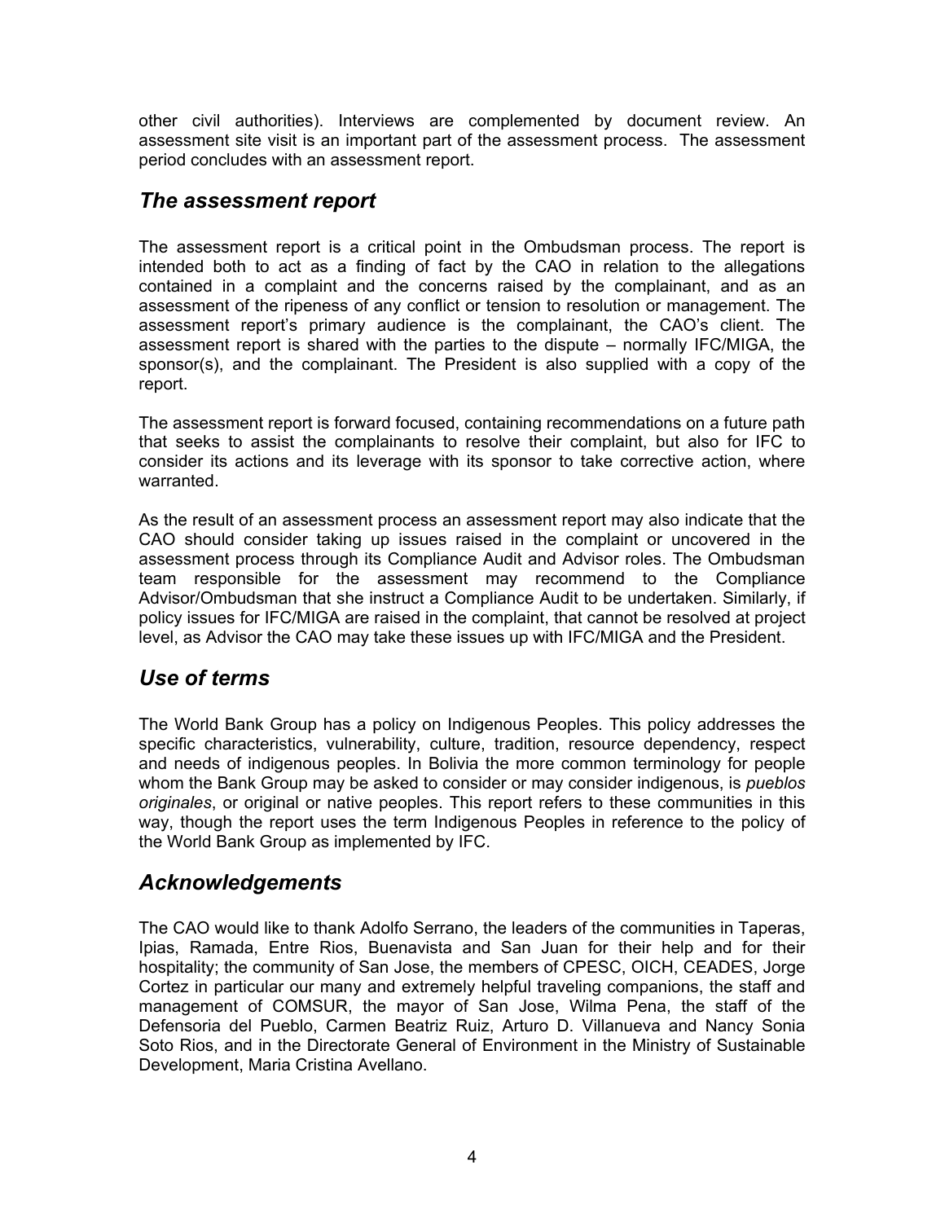other civil authorities). Interviews are complemented by document review. An assessment site visit is an important part of the assessment process. The assessment period concludes with an assessment report.

## *The assessment report*

The assessment report is a critical point in the Ombudsman process. The report is intended both to act as a finding of fact by the CAO in relation to the allegations contained in a complaint and the concerns raised by the complainant, and as an assessment of the ripeness of any conflict or tension to resolution or management. The assessment report's primary audience is the complainant, the CAO's client. The assessment report is shared with the parties to the dispute – normally IFC/MIGA, the sponsor(s), and the complainant. The President is also supplied with a copy of the report.

The assessment report is forward focused, containing recommendations on a future path that seeks to assist the complainants to resolve their complaint, but also for IFC to consider its actions and its leverage with its sponsor to take corrective action, where warranted.

As the result of an assessment process an assessment report may also indicate that the CAO should consider taking up issues raised in the complaint or uncovered in the assessment process through its Compliance Audit and Advisor roles. The Ombudsman team responsible for the assessment may recommend to the Compliance Advisor/Ombudsman that she instruct a Compliance Audit to be undertaken. Similarly, if policy issues for IFC/MIGA are raised in the complaint, that cannot be resolved at project level, as Advisor the CAO may take these issues up with IFC/MIGA and the President.

## *Use of terms*

The World Bank Group has a policy on Indigenous Peoples. This policy addresses the specific characteristics, vulnerability, culture, tradition, resource dependency, respect and needs of indigenous peoples. In Bolivia the more common terminology for people whom the Bank Group may be asked to consider or may consider indigenous, is *pueblos originales*, or original or native peoples. This report refers to these communities in this way, though the report uses the term Indigenous Peoples in reference to the policy of the World Bank Group as implemented by IFC.

## *Acknowledgements*

The CAO would like to thank Adolfo Serrano, the leaders of the communities in Taperas, Ipias, Ramada, Entre Rios, Buenavista and San Juan for their help and for their hospitality; the community of San Jose, the members of CPESC, OICH, CEADES, Jorge Cortez in particular our many and extremely helpful traveling companions, the staff and management of COMSUR, the mayor of San Jose, Wilma Pena, the staff of the Defensoria del Pueblo, Carmen Beatriz Ruiz, Arturo D. Villanueva and Nancy Sonia Soto Rios, and in the Directorate General of Environment in the Ministry of Sustainable Development, Maria Cristina Avellano.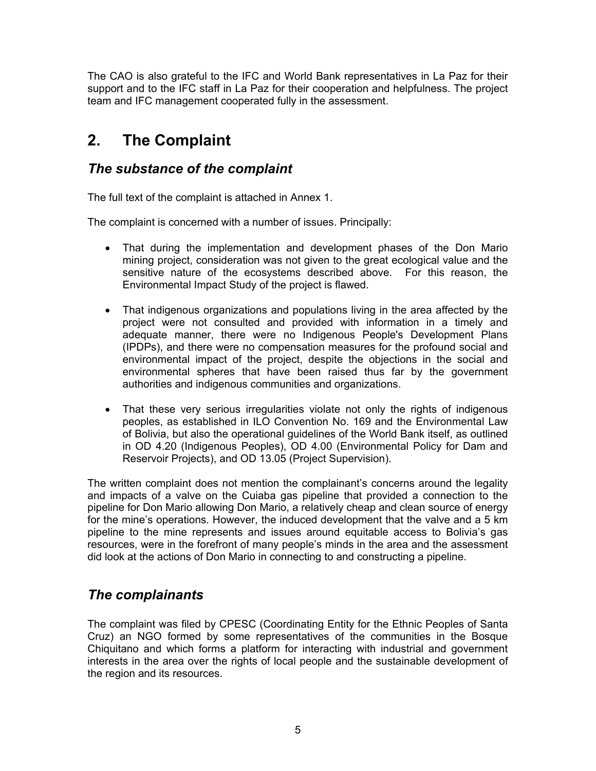The CAO is also grateful to the IFC and World Bank representatives in La Paz for their support and to the IFC staff in La Paz for their cooperation and helpfulness. The project team and IFC management cooperated fully in the assessment.

# 2. The Complaint

## *The substance of the complaint*

The full text of the complaint is attached in Annex 1.

The complaint is concerned with a number of issues. Principally:

- That during the implementation and development phases of the Don Mario mining project, consideration was not given to the great ecological value and the sensitive nature of the ecosystems described above. For this reason, the Environmental Impact Study of the project is flawed.
- That indigenous organizations and populations living in the area affected by the project were not consulted and provided with information in a timely and adequate manner, there were no Indigenous People's Development Plans (IPDPs), and there were no compensation measures for the profound social and environmental impact of the project, despite the objections in the social and environmental spheres that have been raised thus far by the government authorities and indigenous communities and organizations.
- That these very serious irregularities violate not only the rights of indigenous peoples, as established in ILO Convention No. 169 and the Environmental Law of Bolivia, but also the operational guidelines of the World Bank itself, as outlined in OD 4.20 (Indigenous Peoples), OD 4.00 (Environmental Policy for Dam and Reservoir Projects), and OD 13.05 (Project Supervision).

The written complaint does not mention the complainant's concerns around the legality and impacts of a valve on the Cuiaba gas pipeline that provided a connection to the pipeline for Don Mario allowing Don Mario, a relatively cheap and clean source of energy for the mine's operations. However, the induced development that the valve and a 5 km pipeline to the mine represents and issues around equitable access to Bolivia's gas resources, were in the forefront of many people's minds in the area and the assessment did look at the actions of Don Mario in connecting to and constructing a pipeline.

## *The complainants*

The complaint was filed by CPESC (Coordinating Entity for the Ethnic Peoples of Santa Cruz) an NGO formed by some representatives of the communities in the Bosque Chiquitano and which forms a platform for interacting with industrial and government interests in the area over the rights of local people and the sustainable development of the region and its resources.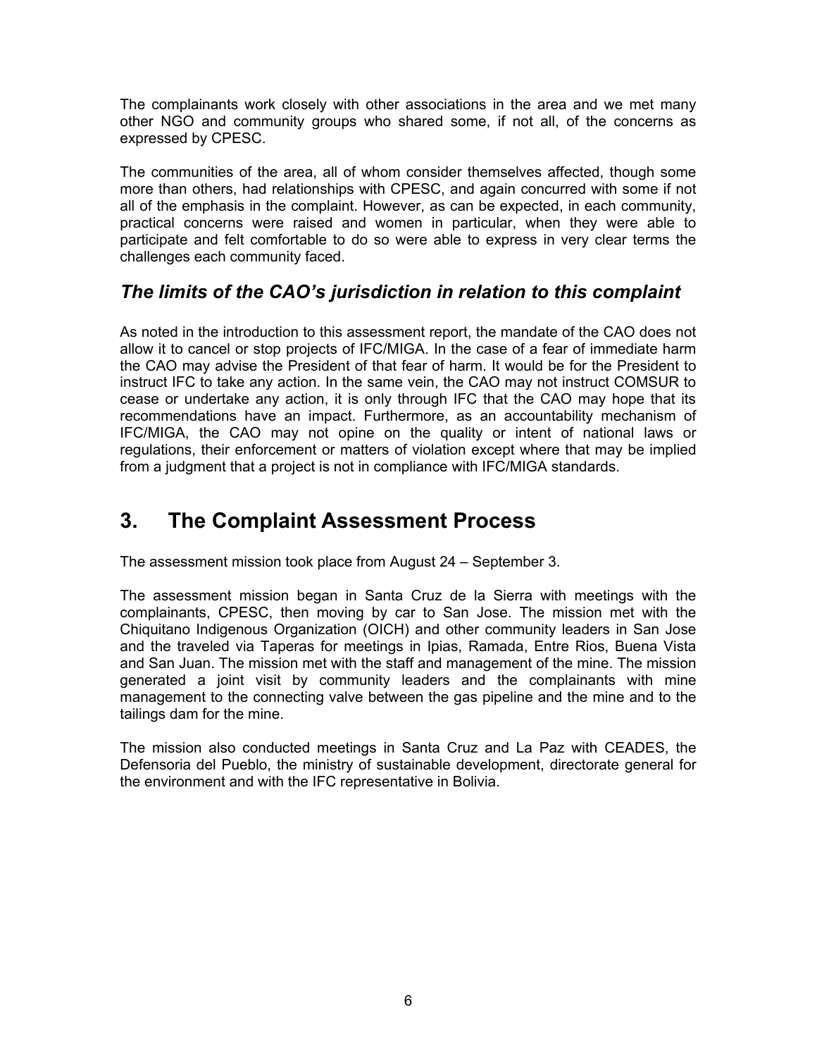The complainants work closely with other associations in the area and we met many other NGO and community groups who shared some, if not all, of the concerns as expressed by CPESC.

The communities of the area, all of whom consider themselves affected, though some more than others, had relationships with CPESC, and again concurred with some if not all of the emphasis in the complaint. However, as can be expected, in each community, practical concerns were raised and women in particular, when they were able to participate and felt comfortable to do so were able to express in very clear terms the challenges each community faced.

### *The limits of the CAO's jurisdiction in relation to this complaint*

As noted in the introduction to this assessment report, the mandate of the CAO does not allow it to cancel or stop projects of IFC/MIGA. In the case of a fear of immediate harm the CAO may advise the President of that fear of harm. It would be for the President to instruct IFC to take any action. In the same vein, the CAO may not instruct COMSUR to cease or undertake any action, it is only through IFC that the CAO may hope that its recommendations have an impact. Furthermore, as an accountability mechanism of IFC/MIGA, the CAO may not opine on the quality or intent of national laws or regulations, their enforcement or matters of violation except where that may be implied from a judgment that a project is not in compliance with IFC/MIGA standards.

## 3. The Complaint Assessment Process

The assessment mission took place from August 24 – September 3.

The assessment mission began in Santa Cruz de la Sierra with meetings with the complainants, CPESC, then moving by car to San Jose. The mission met with the Chiquitano Indigenous Organization (OICH) and other community leaders in San Jose and the traveled via Taperas for meetings in Ipias, Ramada, Entre Rios, Buena Vista and San Juan. The mission met with the staff and management of the mine. The mission generated a joint visit by community leaders and the complainants with mine management to the connecting valve between the gas pipeline and the mine and to the tailings dam for the mine.

The mission also conducted meetings in Santa Cruz and La Paz with CEADES, the Defensoria del Pueblo, the ministry of sustainable development, directorate general for the environment and with the IFC representative in Bolivia.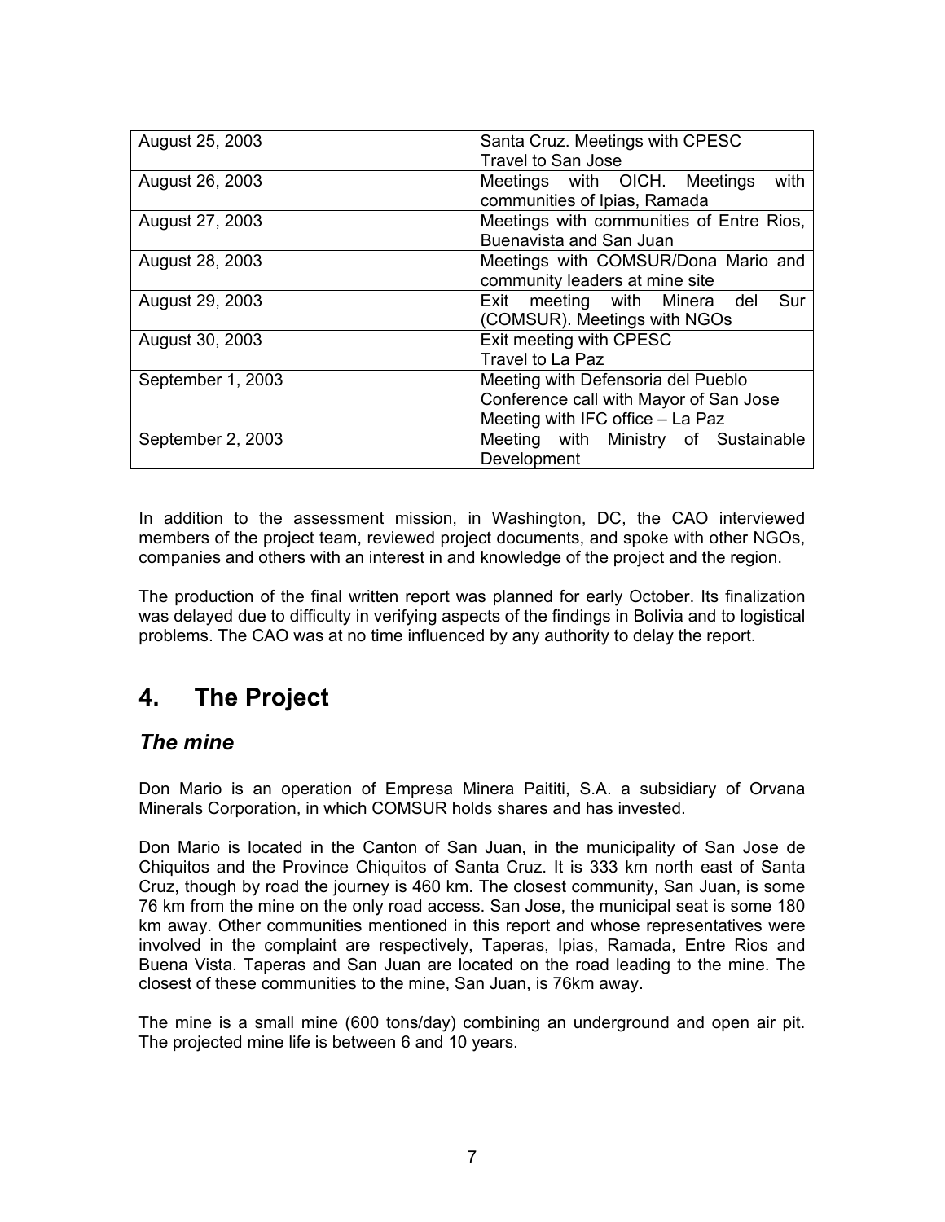| | |
|---|---|
| August 25, 2003 | Santa Cruz. Meetings with CPESC<br>Travel to San Jose |
| August 26, 2003 | Meetings with OICH. Meetings with communities of Ipias, Ramada |
| August 27, 2003 | Meetings with communities of Entre Rios, Buenavista and San Juan |
| August 28, 2003 | Meetings with COMSUR/Dona Mario and community leaders at mine site |
| August 29, 2003 | Exit meeting with Minera del Sur (COMSUR). Meetings with NGOs |
| August 30, 2003 | Exit meeting with CPESC<br>Travel to La Paz |
| September 1, 2003 | Meeting with Defensoria del Pueblo<br>Conference call with Mayor of San Jose<br>Meeting with IFC office – La Paz |
| September 2, 2003 | Meeting with Ministry of Sustainable Development |

In addition to the assessment mission, in Washington, DC, the CAO interviewed members of the project team, reviewed project documents, and spoke with other NGOs, companies and others with an interest in and knowledge of the project and the region.

The production of the final written report was planned for early October. Its finalization was delayed due to difficulty in verifying aspects of the findings in Bolivia and to logistical problems. The CAO was at no time influenced by any authority to delay the report.

# 4. The Project

## *The mine*

Don Mario is an operation of Empresa Minera Paititi, S.A. a subsidiary of Orvana Minerals Corporation, in which COMSUR holds shares and has invested.

Don Mario is located in the Canton of San Juan, in the municipality of San Jose de Chiquitos and the Province Chiquitos of Santa Cruz. It is 333 km north east of Santa Cruz, though by road the journey is 460 km. The closest community, San Juan, is some 76 km from the mine on the only road access. San Jose, the municipal seat is some 180 km away. Other communities mentioned in this report and whose representatives were involved in the complaint are respectively, Taperas, Ipias, Ramada, Entre Rios and Buena Vista. Taperas and San Juan are located on the road leading to the mine. The closest of these communities to the mine, San Juan, is 76km away.

The mine is a small mine (600 tons/day) combining an underground and open air pit. The projected mine life is between 6 and 10 years.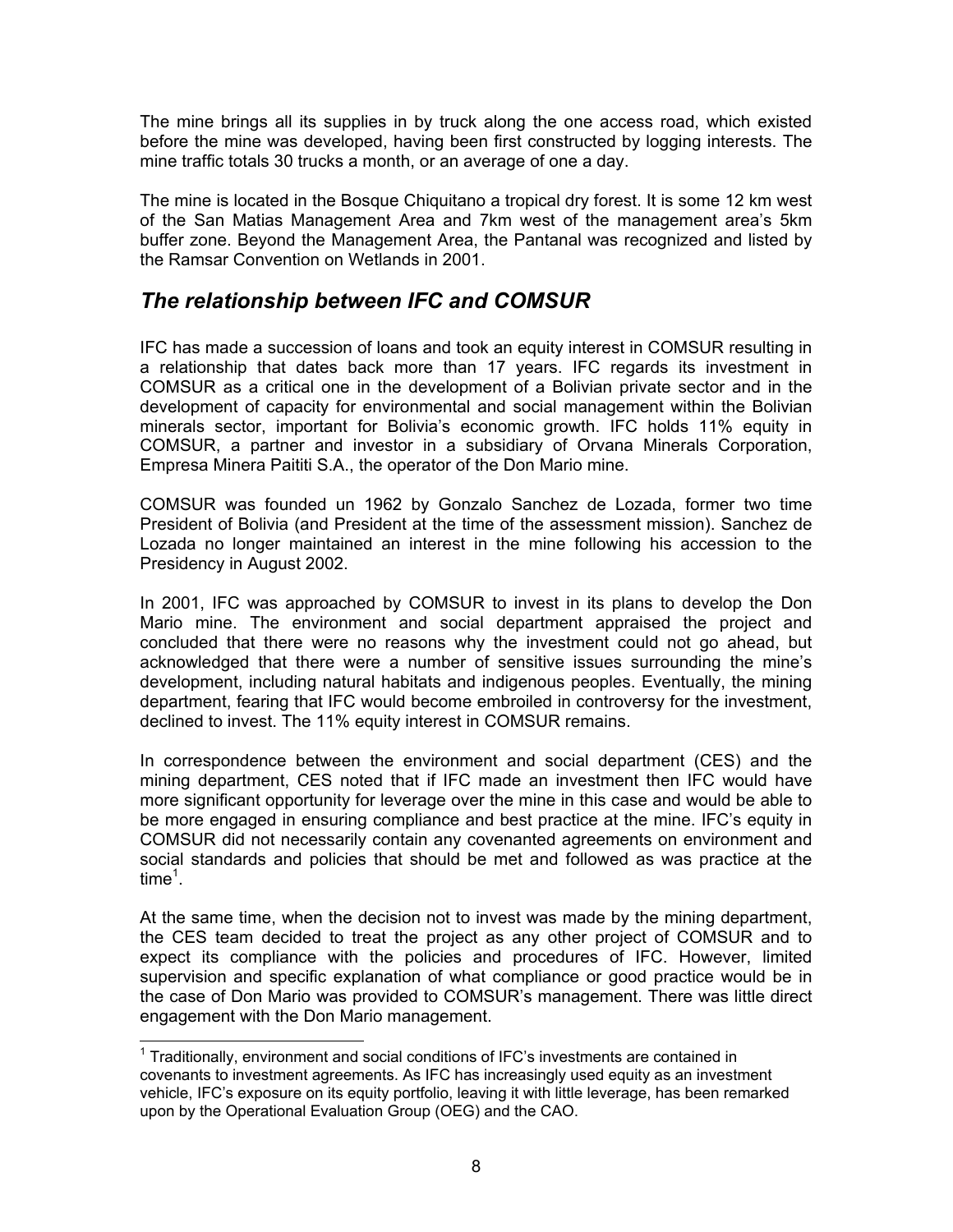The mine brings all its supplies in by truck along the one access road, which existed before the mine was developed, having been first constructed by logging interests. The mine traffic totals 30 trucks a month, or an average of one a day.

The mine is located in the Bosque Chiquitano a tropical dry forest. It is some 12 km west of the San Matias Management Area and 7km west of the management area's 5km buffer zone. Beyond the Management Area, the Pantanal was recognized and listed by the Ramsar Convention on Wetlands in 2001.

## *The relationship between IFC and COMSUR*

IFC has made a succession of loans and took an equity interest in COMSUR resulting in a relationship that dates back more than 17 years. IFC regards its investment in COMSUR as a critical one in the development of a Bolivian private sector and in the development of capacity for environmental and social management within the Bolivian minerals sector, important for Bolivia's economic growth. IFC holds 11% equity in COMSUR, a partner and investor in a subsidiary of Orvana Minerals Corporation, Empresa Minera Paititi S.A., the operator of the Don Mario mine.

COMSUR was founded un 1962 by Gonzalo Sanchez de Lozada, former two time President of Bolivia (and President at the time of the assessment mission). Sanchez de Lozada no longer maintained an interest in the mine following his accession to the Presidency in August 2002.

In 2001, IFC was approached by COMSUR to invest in its plans to develop the Don Mario mine. The environment and social department appraised the project and concluded that there were no reasons why the investment could not go ahead, but acknowledged that there were a number of sensitive issues surrounding the mine's development, including natural habitats and indigenous peoples. Eventually, the mining department, fearing that IFC would become embroiled in controversy for the investment, declined to invest. The 11% equity interest in COMSUR remains.

In correspondence between the environment and social department (CES) and the mining department, CES noted that if IFC made an investment then IFC would have more significant opportunity for leverage over the mine in this case and would be able to be more engaged in ensuring compliance and best practice at the mine. IFC's equity in COMSUR did not necessarily contain any covenanted agreements on environment and social standards and policies that should be met and followed as was practice at the time[1].

At the same time, when the decision not to invest was made by the mining department, the CES team decided to treat the project as any other project of COMSUR and to expect its compliance with the policies and procedures of IFC. However, limited supervision and specific explanation of what compliance or good practice would be in the case of Don Mario was provided to COMSUR's management. There was little direct engagement with the Don Mario management.

[1] Traditionally, environment and social conditions of IFC's investments are contained in covenants to investment agreements. As IFC has increasingly used equity as an investment vehicle, IFC's exposure on its equity portfolio, leaving it with little leverage, has been remarked upon by the Operational Evaluation Group (OEG) and the CAO.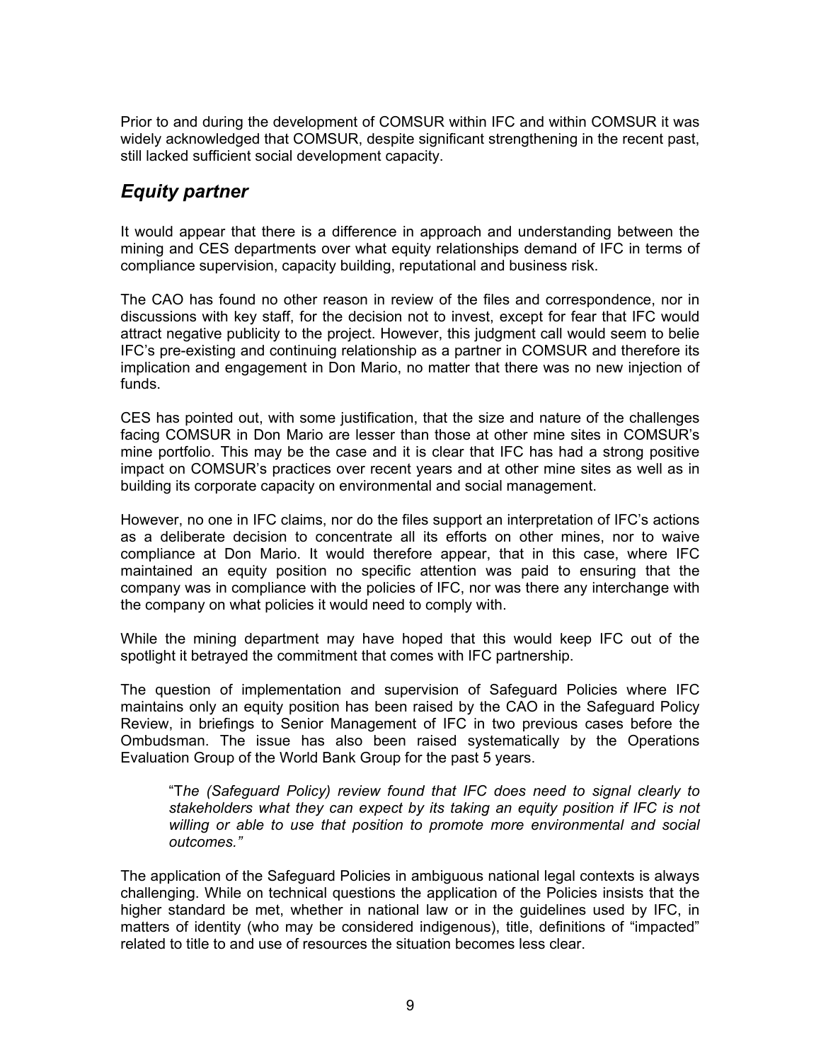Prior to and during the development of COMSUR within IFC and within COMSUR it was widely acknowledged that COMSUR, despite significant strengthening in the recent past, still lacked sufficient social development capacity.

## *Equity partner*

It would appear that there is a difference in approach and understanding between the mining and CES departments over what equity relationships demand of IFC in terms of compliance supervision, capacity building, reputational and business risk.

The CAO has found no other reason in review of the files and correspondence, nor in discussions with key staff, for the decision not to invest, except for fear that IFC would attract negative publicity to the project. However, this judgment call would seem to belie IFC's pre-existing and continuing relationship as a partner in COMSUR and therefore its implication and engagement in Don Mario, no matter that there was no new injection of funds.

CES has pointed out, with some justification, that the size and nature of the challenges facing COMSUR in Don Mario are lesser than those at other mine sites in COMSUR's mine portfolio. This may be the case and it is clear that IFC has had a strong positive impact on COMSUR's practices over recent years and at other mine sites as well as in building its corporate capacity on environmental and social management.

However, no one in IFC claims, nor do the files support an interpretation of IFC's actions as a deliberate decision to concentrate all its efforts on other mines, nor to waive compliance at Don Mario. It would therefore appear, that in this case, where IFC maintained an equity position no specific attention was paid to ensuring that the company was in compliance with the policies of IFC, nor was there any interchange with the company on what policies it would need to comply with.

While the mining department may have hoped that this would keep IFC out of the spotlight it betrayed the commitment that comes with IFC partnership.

The question of implementation and supervision of Safeguard Policies where IFC maintains only an equity position has been raised by the CAO in the Safeguard Policy Review, in briefings to Senior Management of IFC in two previous cases before the Ombudsman. The issue has also been raised systematically by the Operations Evaluation Group of the World Bank Group for the past 5 years.

> "T*he (Safeguard Policy) review found that IFC does need to signal clearly to stakeholders what they can expect by its taking an equity position if IFC is not willing or able to use that position to promote more environmental and social outcomes."*

The application of the Safeguard Policies in ambiguous national legal contexts is always challenging. While on technical questions the application of the Policies insists that the higher standard be met, whether in national law or in the guidelines used by IFC, in matters of identity (who may be considered indigenous), title, definitions of "impacted" related to title to and use of resources the situation becomes less clear.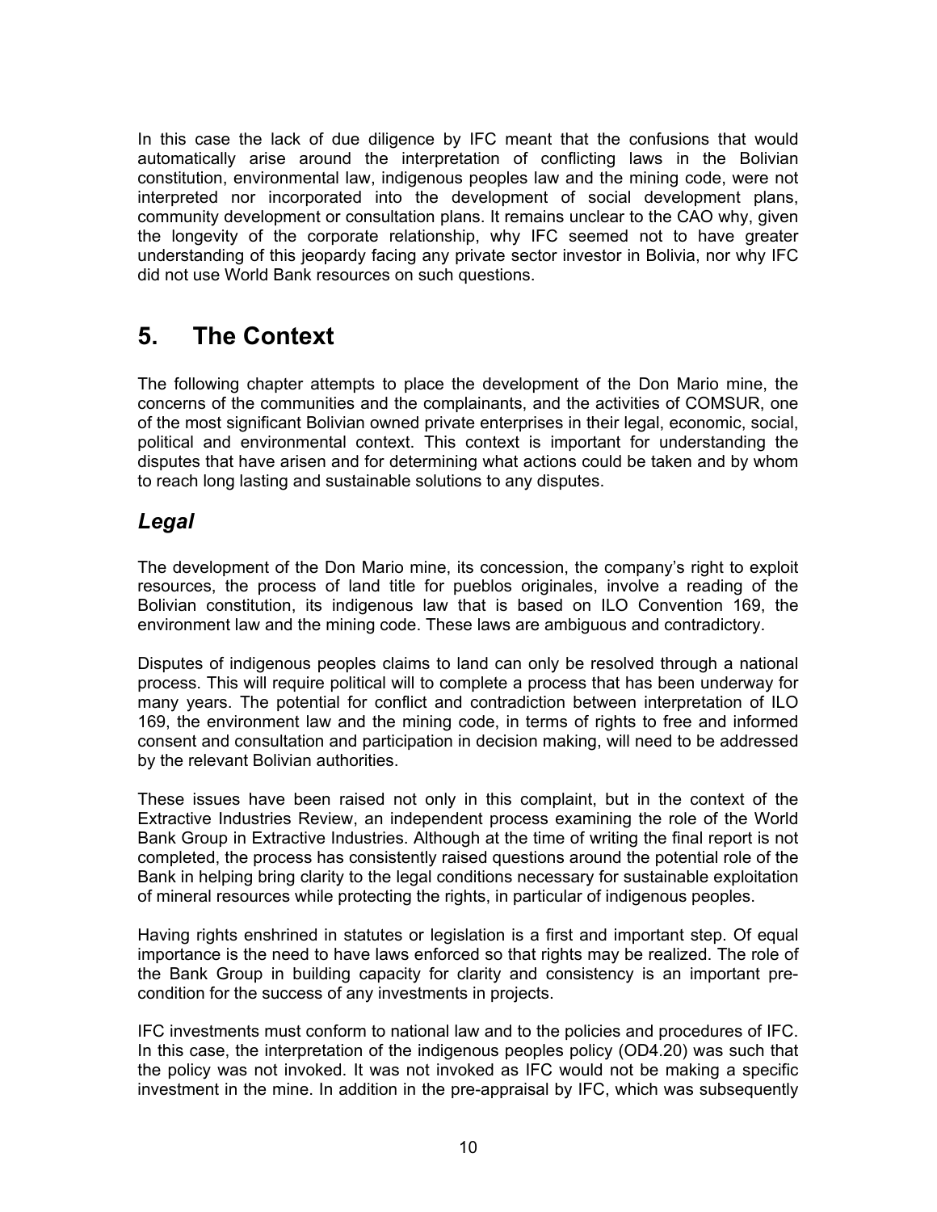In this case the lack of due diligence by IFC meant that the confusions that would automatically arise around the interpretation of conflicting laws in the Bolivian constitution, environmental law, indigenous peoples law and the mining code, were not interpreted nor incorporated into the development of social development plans, community development or consultation plans. It remains unclear to the CAO why, given the longevity of the corporate relationship, why IFC seemed not to have greater understanding of this jeopardy facing any private sector investor in Bolivia, nor why IFC did not use World Bank resources on such questions.

# 5. The Context

The following chapter attempts to place the development of the Don Mario mine, the concerns of the communities and the complainants, and the activities of COMSUR, one of the most significant Bolivian owned private enterprises in their legal, economic, social, political and environmental context. This context is important for understanding the disputes that have arisen and for determining what actions could be taken and by whom to reach long lasting and sustainable solutions to any disputes.

## *Legal*

The development of the Don Mario mine, its concession, the company's right to exploit resources, the process of land title for pueblos originales, involve a reading of the Bolivian constitution, its indigenous law that is based on ILO Convention 169, the environment law and the mining code. These laws are ambiguous and contradictory.

Disputes of indigenous peoples claims to land can only be resolved through a national process. This will require political will to complete a process that has been underway for many years. The potential for conflict and contradiction between interpretation of ILO 169, the environment law and the mining code, in terms of rights to free and informed consent and consultation and participation in decision making, will need to be addressed by the relevant Bolivian authorities.

These issues have been raised not only in this complaint, but in the context of the Extractive Industries Review, an independent process examining the role of the World Bank Group in Extractive Industries. Although at the time of writing the final report is not completed, the process has consistently raised questions around the potential role of the Bank in helping bring clarity to the legal conditions necessary for sustainable exploitation of mineral resources while protecting the rights, in particular of indigenous peoples.

Having rights enshrined in statutes or legislation is a first and important step. Of equal importance is the need to have laws enforced so that rights may be realized. The role of the Bank Group in building capacity for clarity and consistency is an important pre-condition for the success of any investments in projects.

IFC investments must conform to national law and to the policies and procedures of IFC. In this case, the interpretation of the indigenous peoples policy (OD4.20) was such that the policy was not invoked. It was not invoked as IFC would not be making a specific investment in the mine. In addition in the pre-appraisal by IFC, which was subsequently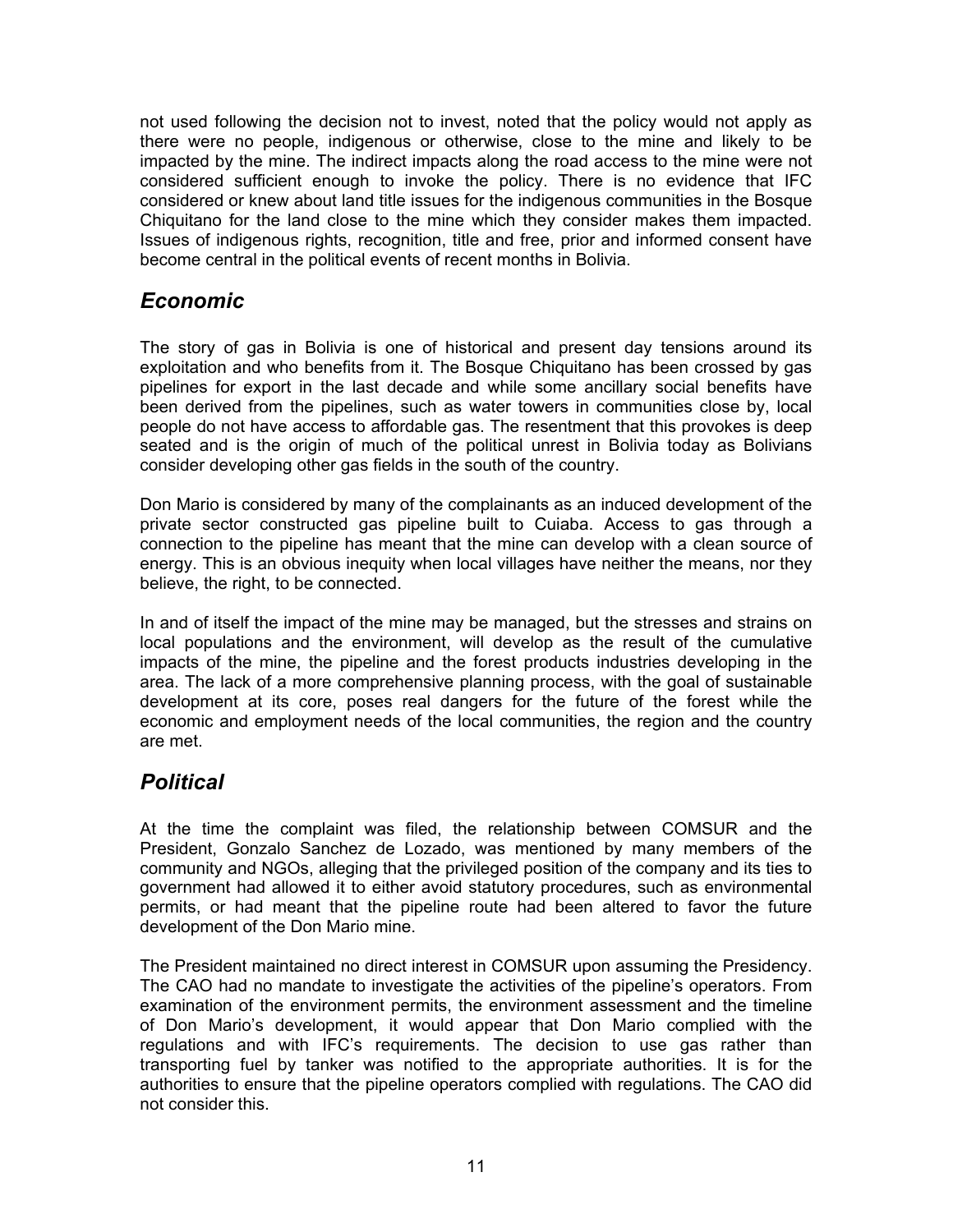not used following the decision not to invest, noted that the policy would not apply as there were no people, indigenous or otherwise, close to the mine and likely to be impacted by the mine. The indirect impacts along the road access to the mine were not considered sufficient enough to invoke the policy. There is no evidence that IFC considered or knew about land title issues for the indigenous communities in the Bosque Chiquitano for the land close to the mine which they consider makes them impacted. Issues of indigenous rights, recognition, title and free, prior and informed consent have become central in the political events of recent months in Bolivia.

## *Economic*

The story of gas in Bolivia is one of historical and present day tensions around its exploitation and who benefits from it. The Bosque Chiquitano has been crossed by gas pipelines for export in the last decade and while some ancillary social benefits have been derived from the pipelines, such as water towers in communities close by, local people do not have access to affordable gas. The resentment that this provokes is deep seated and is the origin of much of the political unrest in Bolivia today as Bolivians consider developing other gas fields in the south of the country.

Don Mario is considered by many of the complainants as an induced development of the private sector constructed gas pipeline built to Cuiaba. Access to gas through a connection to the pipeline has meant that the mine can develop with a clean source of energy. This is an obvious inequity when local villages have neither the means, nor they believe, the right, to be connected.

In and of itself the impact of the mine may be managed, but the stresses and strains on local populations and the environment, will develop as the result of the cumulative impacts of the mine, the pipeline and the forest products industries developing in the area. The lack of a more comprehensive planning process, with the goal of sustainable development at its core, poses real dangers for the future of the forest while the economic and employment needs of the local communities, the region and the country are met.

## *Political*

At the time the complaint was filed, the relationship between COMSUR and the President, Gonzalo Sanchez de Lozado, was mentioned by many members of the community and NGOs, alleging that the privileged position of the company and its ties to government had allowed it to either avoid statutory procedures, such as environmental permits, or had meant that the pipeline route had been altered to favor the future development of the Don Mario mine.

The President maintained no direct interest in COMSUR upon assuming the Presidency. The CAO had no mandate to investigate the activities of the pipeline's operators. From examination of the environment permits, the environment assessment and the timeline of Don Mario's development, it would appear that Don Mario complied with the regulations and with IFC's requirements. The decision to use gas rather than transporting fuel by tanker was notified to the appropriate authorities. It is for the authorities to ensure that the pipeline operators complied with regulations. The CAO did not consider this.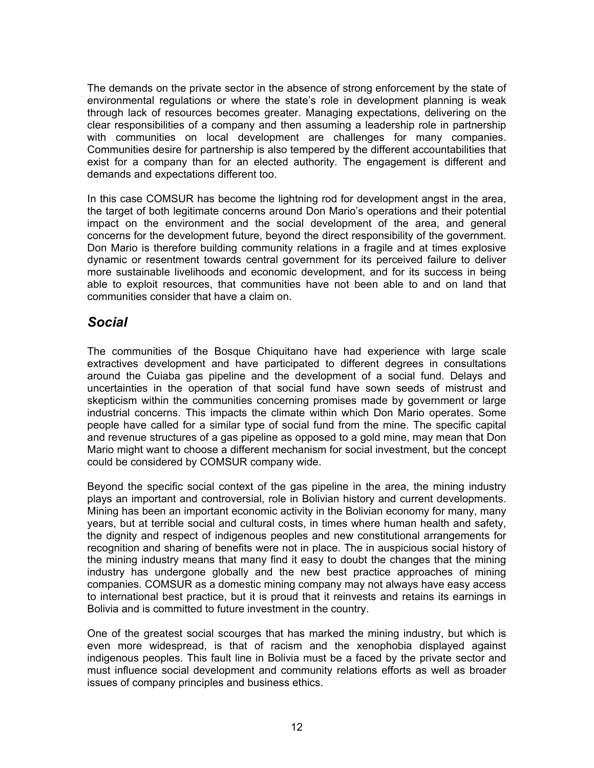The demands on the private sector in the absence of strong enforcement by the state of environmental regulations or where the state's role in development planning is weak through lack of resources becomes greater. Managing expectations, delivering on the clear responsibilities of a company and then assuming a leadership role in partnership with communities on local development are challenges for many companies. Communities desire for partnership is also tempered by the different accountabilities that exist for a company than for an elected authority. The engagement is different and demands and expectations different too.

In this case COMSUR has become the lightning rod for development angst in the area, the target of both legitimate concerns around Don Mario's operations and their potential impact on the environment and the social development of the area, and general concerns for the development future, beyond the direct responsibility of the government. Don Mario is therefore building community relations in a fragile and at times explosive dynamic or resentment towards central government for its perceived failure to deliver more sustainable livelihoods and economic development, and for its success in being able to exploit resources, that communities have not been able to and on land that communities consider that have a claim on.

## *Social*

The communities of the Bosque Chiquitano have had experience with large scale extractives development and have participated to different degrees in consultations around the Cuiaba gas pipeline and the development of a social fund. Delays and uncertainties in the operation of that social fund have sown seeds of mistrust and skepticism within the communities concerning promises made by government or large industrial concerns. This impacts the climate within which Don Mario operates. Some people have called for a similar type of social fund from the mine. The specific capital and revenue structures of a gas pipeline as opposed to a gold mine, may mean that Don Mario might want to choose a different mechanism for social investment, but the concept could be considered by COMSUR company wide.

Beyond the specific social context of the gas pipeline in the area, the mining industry plays an important and controversial, role in Bolivian history and current developments. Mining has been an important economic activity in the Bolivian economy for many, many years, but at terrible social and cultural costs, in times where human health and safety, the dignity and respect of indigenous peoples and new constitutional arrangements for recognition and sharing of benefits were not in place. The in auspicious social history of the mining industry means that many find it easy to doubt the changes that the mining industry has undergone globally and the new best practice approaches of mining companies. COMSUR as a domestic mining company may not always have easy access to international best practice, but it is proud that it reinvests and retains its earnings in Bolivia and is committed to future investment in the country.

One of the greatest social scourges that has marked the mining industry, but which is even more widespread, is that of racism and the xenophobia displayed against indigenous peoples. This fault line in Bolivia must be a faced by the private sector and must influence social development and community relations efforts as well as broader issues of company principles and business ethics.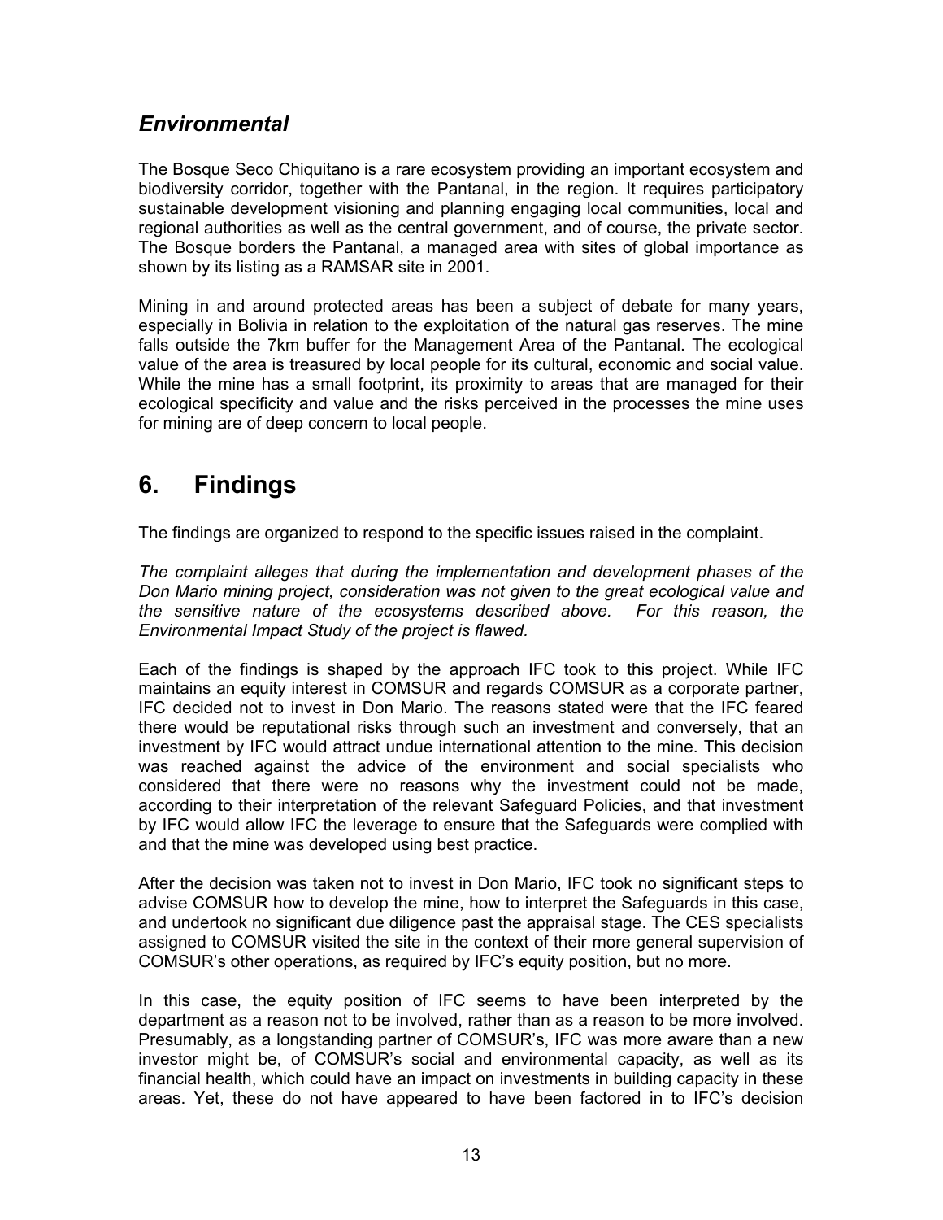### *Environmental*

The Bosque Seco Chiquitano is a rare ecosystem providing an important ecosystem and biodiversity corridor, together with the Pantanal, in the region. It requires participatory sustainable development visioning and planning engaging local communities, local and regional authorities as well as the central government, and of course, the private sector. The Bosque borders the Pantanal, a managed area with sites of global importance as shown by its listing as a RAMSAR site in 2001.

Mining in and around protected areas has been a subject of debate for many years, especially in Bolivia in relation to the exploitation of the natural gas reserves. The mine falls outside the 7km buffer for the Management Area of the Pantanal. The ecological value of the area is treasured by local people for its cultural, economic and social value. While the mine has a small footprint, its proximity to areas that are managed for their ecological specificity and value and the risks perceived in the processes the mine uses for mining are of deep concern to local people.

## 6. Findings

The findings are organized to respond to the specific issues raised in the complaint.

*The complaint alleges that during the implementation and development phases of the Don Mario mining project, consideration was not given to the great ecological value and the sensitive nature of the ecosystems described above. For this reason, the Environmental Impact Study of the project is flawed.*

Each of the findings is shaped by the approach IFC took to this project. While IFC maintains an equity interest in COMSUR and regards COMSUR as a corporate partner, IFC decided not to invest in Don Mario. The reasons stated were that the IFC feared there would be reputational risks through such an investment and conversely, that an investment by IFC would attract undue international attention to the mine. This decision was reached against the advice of the environment and social specialists who considered that there were no reasons why the investment could not be made, according to their interpretation of the relevant Safeguard Policies, and that investment by IFC would allow IFC the leverage to ensure that the Safeguards were complied with and that the mine was developed using best practice.

After the decision was taken not to invest in Don Mario, IFC took no significant steps to advise COMSUR how to develop the mine, how to interpret the Safeguards in this case, and undertook no significant due diligence past the appraisal stage. The CES specialists assigned to COMSUR visited the site in the context of their more general supervision of COMSUR's other operations, as required by IFC's equity position, but no more.

In this case, the equity position of IFC seems to have been interpreted by the department as a reason not to be involved, rather than as a reason to be more involved. Presumably, as a longstanding partner of COMSUR's, IFC was more aware than a new investor might be, of COMSUR's social and environmental capacity, as well as its financial health, which could have an impact on investments in building capacity in these areas. Yet, these do not have appeared to have been factored in to IFC's decision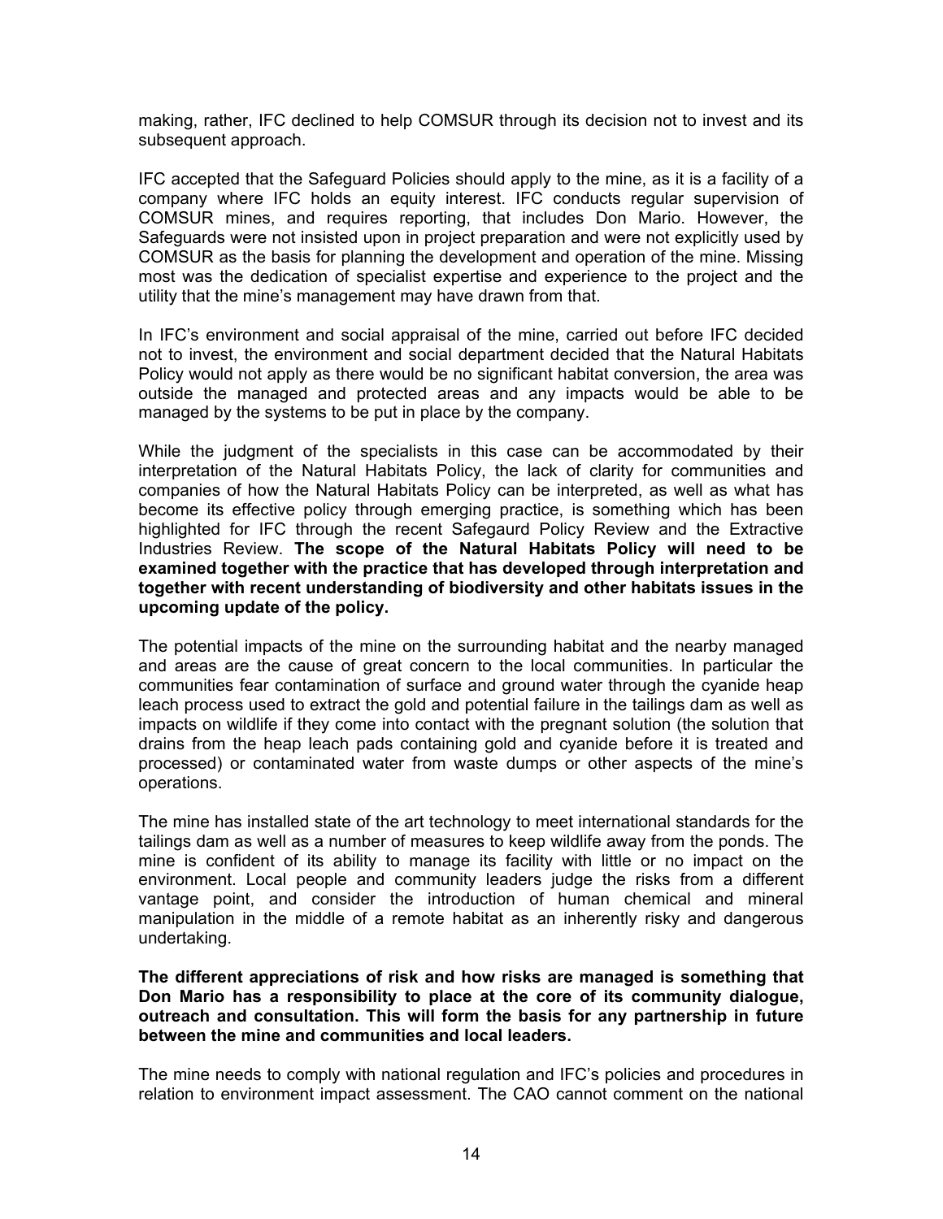making, rather, IFC declined to help COMSUR through its decision not to invest and its subsequent approach.

IFC accepted that the Safeguard Policies should apply to the mine, as it is a facility of a company where IFC holds an equity interest. IFC conducts regular supervision of COMSUR mines, and requires reporting, that includes Don Mario. However, the Safeguards were not insisted upon in project preparation and were not explicitly used by COMSUR as the basis for planning the development and operation of the mine. Missing most was the dedication of specialist expertise and experience to the project and the utility that the mine's management may have drawn from that.

In IFC's environment and social appraisal of the mine, carried out before IFC decided not to invest, the environment and social department decided that the Natural Habitats Policy would not apply as there would be no significant habitat conversion, the area was outside the managed and protected areas and any impacts would be able to be managed by the systems to be put in place by the company.

While the judgment of the specialists in this case can be accommodated by their interpretation of the Natural Habitats Policy, the lack of clarity for communities and companies of how the Natural Habitats Policy can be interpreted, as well as what has become its effective policy through emerging practice, is something which has been highlighted for IFC through the recent Safegaurd Policy Review and the Extractive Industries Review. **The scope of the Natural Habitats Policy will need to be examined together with the practice that has developed through interpretation and together with recent understanding of biodiversity and other habitats issues in the upcoming update of the policy.**

The potential impacts of the mine on the surrounding habitat and the nearby managed and areas are the cause of great concern to the local communities. In particular the communities fear contamination of surface and ground water through the cyanide heap leach process used to extract the gold and potential failure in the tailings dam as well as impacts on wildlife if they come into contact with the pregnant solution (the solution that drains from the heap leach pads containing gold and cyanide before it is treated and processed) or contaminated water from waste dumps or other aspects of the mine's operations.

The mine has installed state of the art technology to meet international standards for the tailings dam as well as a number of measures to keep wildlife away from the ponds. The mine is confident of its ability to manage its facility with little or no impact on the environment. Local people and community leaders judge the risks from a different vantage point, and consider the introduction of human chemical and mineral manipulation in the middle of a remote habitat as an inherently risky and dangerous undertaking.

**The different appreciations of risk and how risks are managed is something that Don Mario has a responsibility to place at the core of its community dialogue, outreach and consultation. This will form the basis for any partnership in future between the mine and communities and local leaders.**

The mine needs to comply with national regulation and IFC's policies and procedures in relation to environment impact assessment. The CAO cannot comment on the national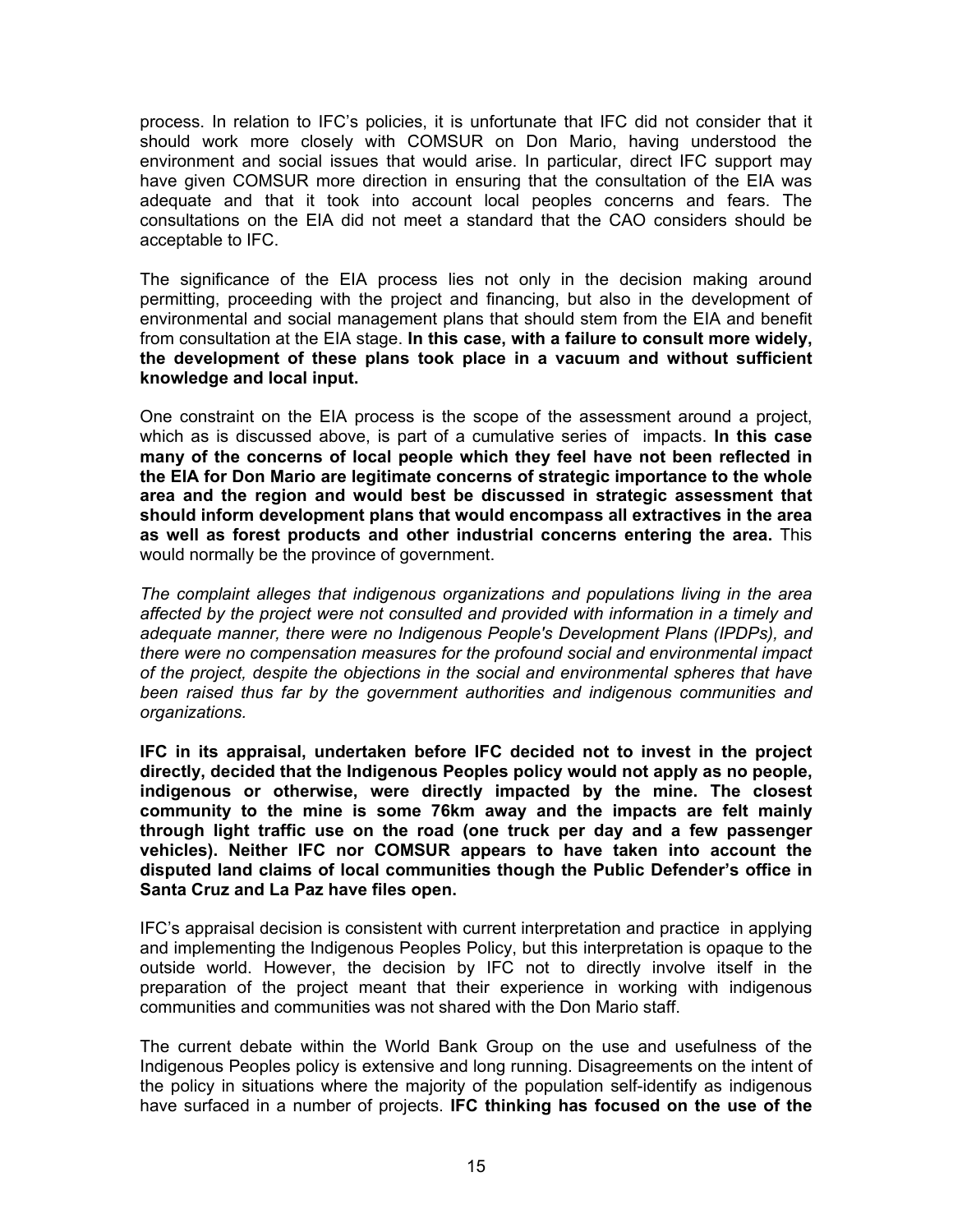process. In relation to IFC's policies, it is unfortunate that IFC did not consider that it should work more closely with COMSUR on Don Mario, having understood the environment and social issues that would arise. In particular, direct IFC support may have given COMSUR more direction in ensuring that the consultation of the EIA was adequate and that it took into account local peoples concerns and fears. The consultations on the EIA did not meet a standard that the CAO considers should be acceptable to IFC.

The significance of the EIA process lies not only in the decision making around permitting, proceeding with the project and financing, but also in the development of environmental and social management plans that should stem from the EIA and benefit from consultation at the EIA stage. **In this case, with a failure to consult more widely, the development of these plans took place in a vacuum and without sufficient knowledge and local input.**

One constraint on the EIA process is the scope of the assessment around a project, which as is discussed above, is part of a cumulative series of impacts. **In this case many of the concerns of local people which they feel have not been reflected in the EIA for Don Mario are legitimate concerns of strategic importance to the whole area and the region and would best be discussed in strategic assessment that should inform development plans that would encompass all extractives in the area as well as forest products and other industrial concerns entering the area.** This would normally be the province of government.

*The complaint alleges that indigenous organizations and populations living in the area affected by the project were not consulted and provided with information in a timely and adequate manner, there were no Indigenous People's Development Plans (IPDPs), and there were no compensation measures for the profound social and environmental impact of the project, despite the objections in the social and environmental spheres that have been raised thus far by the government authorities and indigenous communities and organizations.*

**IFC in its appraisal, undertaken before IFC decided not to invest in the project directly, decided that the Indigenous Peoples policy would not apply as no people, indigenous or otherwise, were directly impacted by the mine. The closest community to the mine is some 76km away and the impacts are felt mainly through light traffic use on the road (one truck per day and a few passenger vehicles). Neither IFC nor COMSUR appears to have taken into account the disputed land claims of local communities though the Public Defender's office in Santa Cruz and La Paz have files open.**

IFC's appraisal decision is consistent with current interpretation and practice in applying and implementing the Indigenous Peoples Policy, but this interpretation is opaque to the outside world. However, the decision by IFC not to directly involve itself in the preparation of the project meant that their experience in working with indigenous communities and communities was not shared with the Don Mario staff.

The current debate within the World Bank Group on the use and usefulness of the Indigenous Peoples policy is extensive and long running. Disagreements on the intent of the policy in situations where the majority of the population self-identify as indigenous have surfaced in a number of projects. **IFC thinking has focused on the use of the**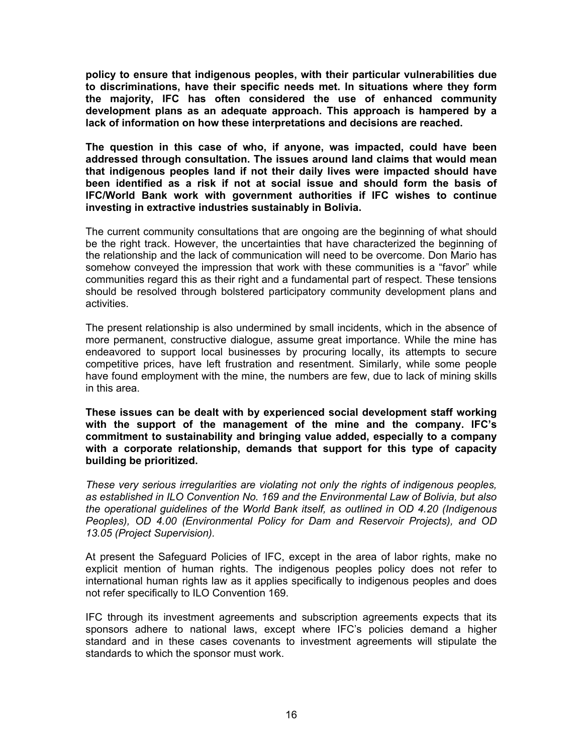**policy to ensure that indigenous peoples, with their particular vulnerabilities due to discriminations, have their specific needs met. In situations where they form the majority, IFC has often considered the use of enhanced community development plans as an adequate approach. This approach is hampered by a lack of information on how these interpretations and decisions are reached.**

**The question in this case of who, if anyone, was impacted, could have been addressed through consultation. The issues around land claims that would mean that indigenous peoples land if not their daily lives were impacted should have been identified as a risk if not at social issue and should form the basis of IFC/World Bank work with government authorities if IFC wishes to continue investing in extractive industries sustainably in Bolivia.**

The current community consultations that are ongoing are the beginning of what should be the right track. However, the uncertainties that have characterized the beginning of the relationship and the lack of communication will need to be overcome. Don Mario has somehow conveyed the impression that work with these communities is a "favor" while communities regard this as their right and a fundamental part of respect. These tensions should be resolved through bolstered participatory community development plans and activities.

The present relationship is also undermined by small incidents, which in the absence of more permanent, constructive dialogue, assume great importance. While the mine has endeavored to support local businesses by procuring locally, its attempts to secure competitive prices, have left frustration and resentment. Similarly, while some people have found employment with the mine, the numbers are few, due to lack of mining skills in this area.

**These issues can be dealt with by experienced social development staff working with the support of the management of the mine and the company. IFC's commitment to sustainability and bringing value added, especially to a company with a corporate relationship, demands that support for this type of capacity building be prioritized.**

*These very serious irregularities are violating not only the rights of indigenous peoples, as established in ILO Convention No. 169 and the Environmental Law of Bolivia, but also the operational guidelines of the World Bank itself, as outlined in OD 4.20 (Indigenous Peoples), OD 4.00 (Environmental Policy for Dam and Reservoir Projects), and OD 13.05 (Project Supervision).*

At present the Safeguard Policies of IFC, except in the area of labor rights, make no explicit mention of human rights. The indigenous peoples policy does not refer to international human rights law as it applies specifically to indigenous peoples and does not refer specifically to ILO Convention 169.

IFC through its investment agreements and subscription agreements expects that its sponsors adhere to national laws, except where IFC's policies demand a higher standard and in these cases covenants to investment agreements will stipulate the standards to which the sponsor must work.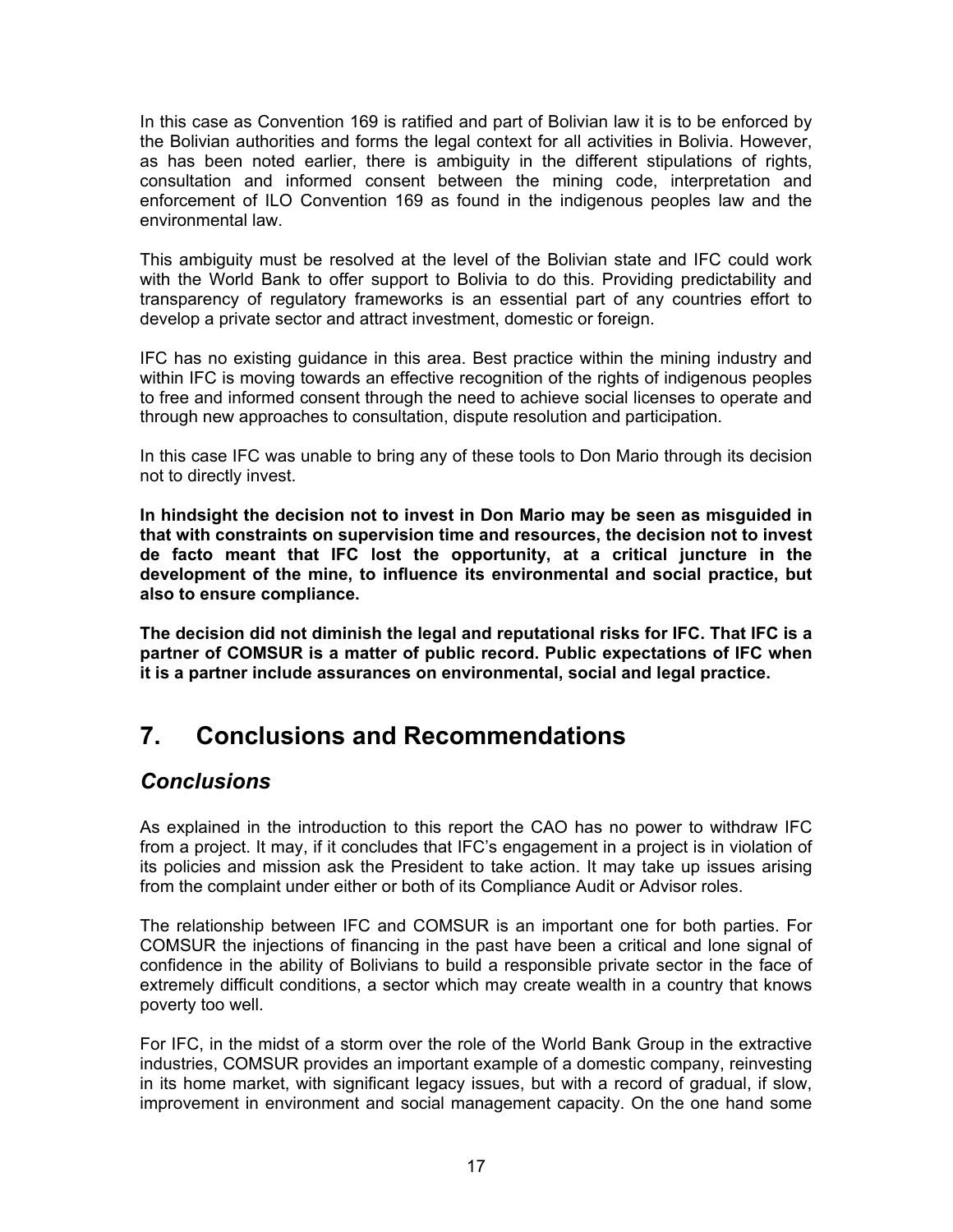In this case as Convention 169 is ratified and part of Bolivian law it is to be enforced by the Bolivian authorities and forms the legal context for all activities in Bolivia. However, as has been noted earlier, there is ambiguity in the different stipulations of rights, consultation and informed consent between the mining code, interpretation and enforcement of ILO Convention 169 as found in the indigenous peoples law and the environmental law.

This ambiguity must be resolved at the level of the Bolivian state and IFC could work with the World Bank to offer support to Bolivia to do this. Providing predictability and transparency of regulatory frameworks is an essential part of any countries effort to develop a private sector and attract investment, domestic or foreign.

IFC has no existing guidance in this area. Best practice within the mining industry and within IFC is moving towards an effective recognition of the rights of indigenous peoples to free and informed consent through the need to achieve social licenses to operate and through new approaches to consultation, dispute resolution and participation.

In this case IFC was unable to bring any of these tools to Don Mario through its decision not to directly invest.

**In hindsight the decision not to invest in Don Mario may be seen as misguided in that with constraints on supervision time and resources, the decision not to invest de facto meant that IFC lost the opportunity, at a critical juncture in the development of the mine, to influence its environmental and social practice, but also to ensure compliance.**

**The decision did not diminish the legal and reputational risks for IFC. That IFC is a partner of COMSUR is a matter of public record. Public expectations of IFC when it is a partner include assurances on environmental, social and legal practice.**

# 7. Conclusions and Recommendations

## *Conclusions*

As explained in the introduction to this report the CAO has no power to withdraw IFC from a project. It may, if it concludes that IFC's engagement in a project is in violation of its policies and mission ask the President to take action. It may take up issues arising from the complaint under either or both of its Compliance Audit or Advisor roles.

The relationship between IFC and COMSUR is an important one for both parties. For COMSUR the injections of financing in the past have been a critical and lone signal of confidence in the ability of Bolivians to build a responsible private sector in the face of extremely difficult conditions, a sector which may create wealth in a country that knows poverty too well.

For IFC, in the midst of a storm over the role of the World Bank Group in the extractive industries, COMSUR provides an important example of a domestic company, reinvesting in its home market, with significant legacy issues, but with a record of gradual, if slow, improvement in environment and social management capacity. On the one hand some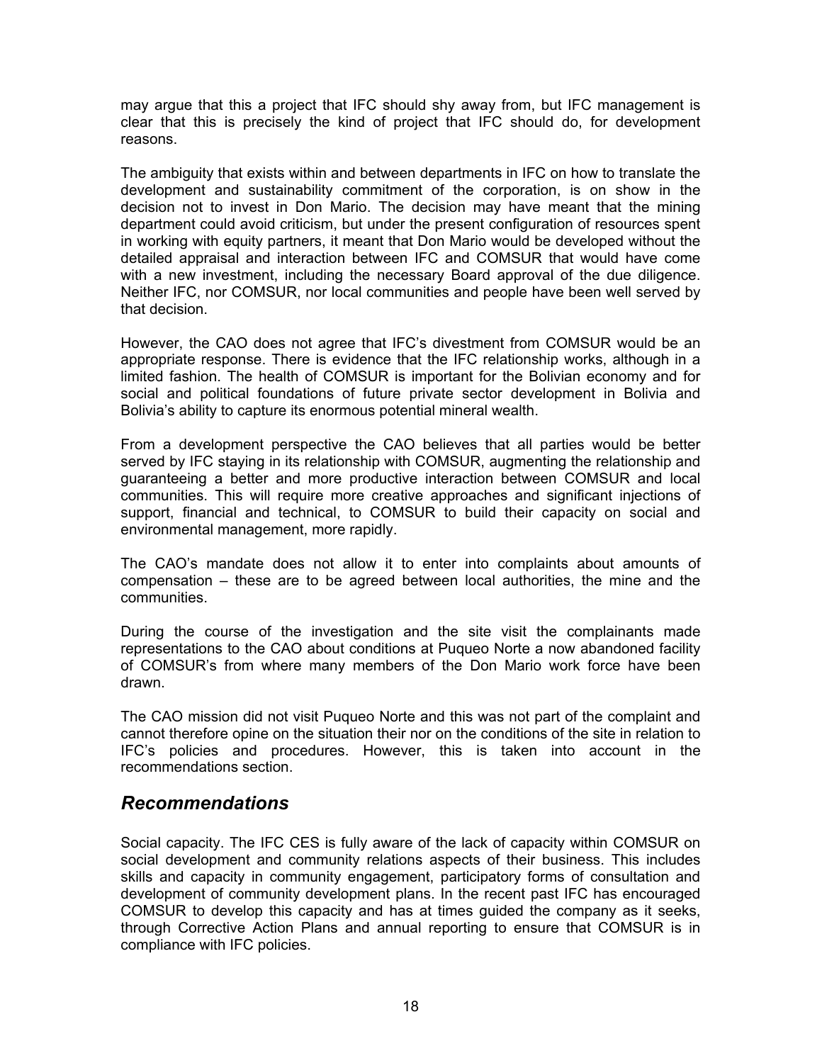may argue that this a project that IFC should shy away from, but IFC management is clear that this is precisely the kind of project that IFC should do, for development reasons.

The ambiguity that exists within and between departments in IFC on how to translate the development and sustainability commitment of the corporation, is on show in the decision not to invest in Don Mario. The decision may have meant that the mining department could avoid criticism, but under the present configuration of resources spent in working with equity partners, it meant that Don Mario would be developed without the detailed appraisal and interaction between IFC and COMSUR that would have come with a new investment, including the necessary Board approval of the due diligence. Neither IFC, nor COMSUR, nor local communities and people have been well served by that decision.

However, the CAO does not agree that IFC's divestment from COMSUR would be an appropriate response. There is evidence that the IFC relationship works, although in a limited fashion. The health of COMSUR is important for the Bolivian economy and for social and political foundations of future private sector development in Bolivia and Bolivia's ability to capture its enormous potential mineral wealth.

From a development perspective the CAO believes that all parties would be better served by IFC staying in its relationship with COMSUR, augmenting the relationship and guaranteeing a better and more productive interaction between COMSUR and local communities. This will require more creative approaches and significant injections of support, financial and technical, to COMSUR to build their capacity on social and environmental management, more rapidly.

The CAO's mandate does not allow it to enter into complaints about amounts of compensation – these are to be agreed between local authorities, the mine and the communities.

During the course of the investigation and the site visit the complainants made representations to the CAO about conditions at Puqueo Norte a now abandoned facility of COMSUR's from where many members of the Don Mario work force have been drawn.

The CAO mission did not visit Puqueo Norte and this was not part of the complaint and cannot therefore opine on the situation their nor on the conditions of the site in relation to IFC's policies and procedures. However, this is taken into account in the recommendations section.

## *Recommendations*

Social capacity. The IFC CES is fully aware of the lack of capacity within COMSUR on social development and community relations aspects of their business. This includes skills and capacity in community engagement, participatory forms of consultation and development of community development plans. In the recent past IFC has encouraged COMSUR to develop this capacity and has at times guided the company as it seeks, through Corrective Action Plans and annual reporting to ensure that COMSUR is in compliance with IFC policies.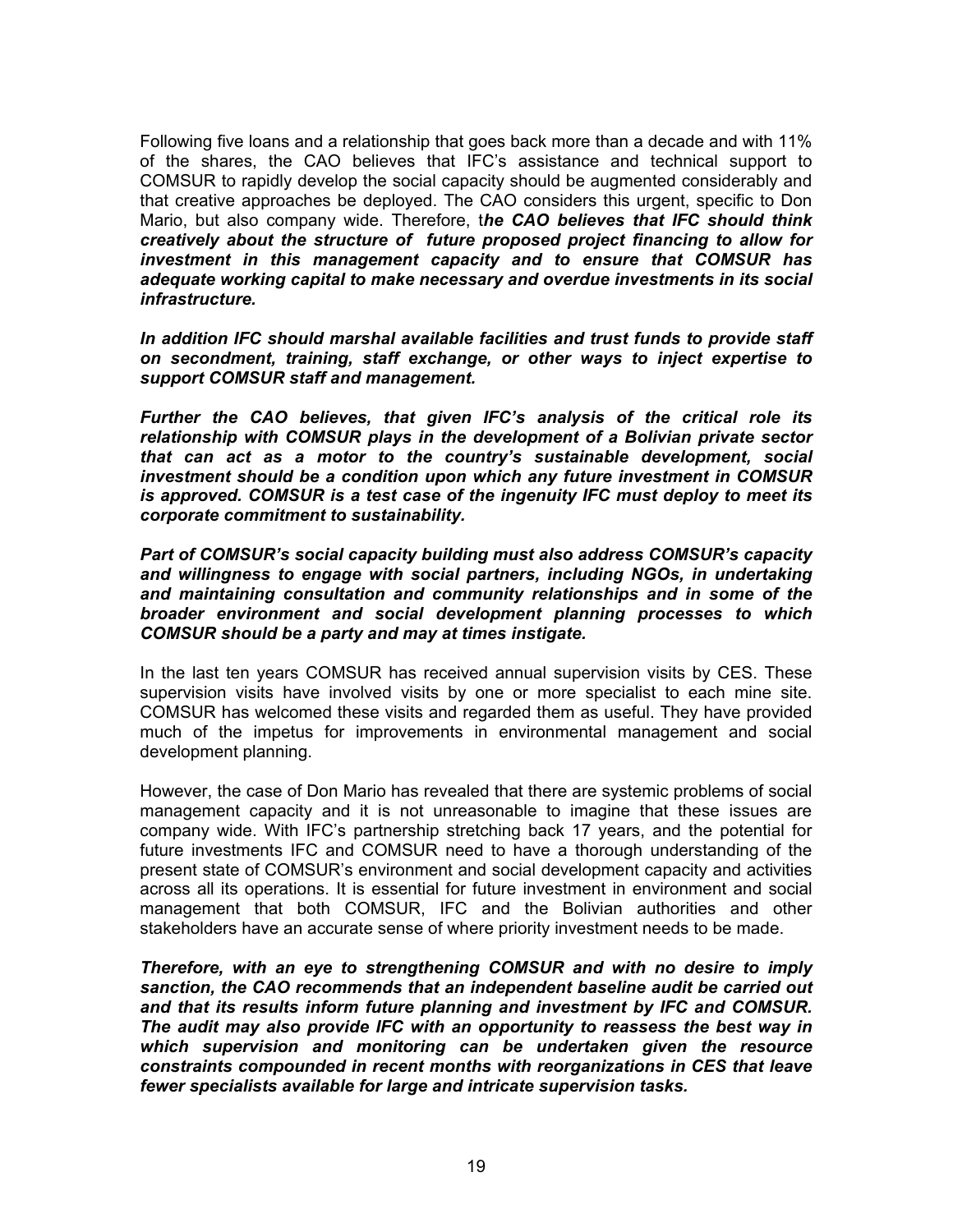Following five loans and a relationship that goes back more than a decade and with 11% of the shares, the CAO believes that IFC's assistance and technical support to COMSUR to rapidly develop the social capacity should be augmented considerably and that creative approaches be deployed. The CAO considers this urgent, specific to Don Mario, but also company wide. Therefore, t***he CAO believes that IFC should think creatively about the structure of future proposed project financing to allow for investment in this management capacity and to ensure that COMSUR has adequate working capital to make necessary and overdue investments in its social infrastructure.***

***In addition IFC should marshal available facilities and trust funds to provide staff on secondment, training, staff exchange, or other ways to inject expertise to support COMSUR staff and management.***

***Further the CAO believes, that given IFC's analysis of the critical role its relationship with COMSUR plays in the development of a Bolivian private sector that can act as a motor to the country's sustainable development, social investment should be a condition upon which any future investment in COMSUR is approved. COMSUR is a test case of the ingenuity IFC must deploy to meet its corporate commitment to sustainability.***

***Part of COMSUR's social capacity building must also address COMSUR's capacity and willingness to engage with social partners, including NGOs, in undertaking and maintaining consultation and community relationships and in some of the broader environment and social development planning processes to which COMSUR should be a party and may at times instigate.***

In the last ten years COMSUR has received annual supervision visits by CES. These supervision visits have involved visits by one or more specialist to each mine site. COMSUR has welcomed these visits and regarded them as useful. They have provided much of the impetus for improvements in environmental management and social development planning.

However, the case of Don Mario has revealed that there are systemic problems of social management capacity and it is not unreasonable to imagine that these issues are company wide. With IFC's partnership stretching back 17 years, and the potential for future investments IFC and COMSUR need to have a thorough understanding of the present state of COMSUR's environment and social development capacity and activities across all its operations. It is essential for future investment in environment and social management that both COMSUR, IFC and the Bolivian authorities and other stakeholders have an accurate sense of where priority investment needs to be made.

***Therefore, with an eye to strengthening COMSUR and with no desire to imply sanction, the CAO recommends that an independent baseline audit be carried out and that its results inform future planning and investment by IFC and COMSUR. The audit may also provide IFC with an opportunity to reassess the best way in which supervision and monitoring can be undertaken given the resource constraints compounded in recent months with reorganizations in CES that leave fewer specialists available for large and intricate supervision tasks.***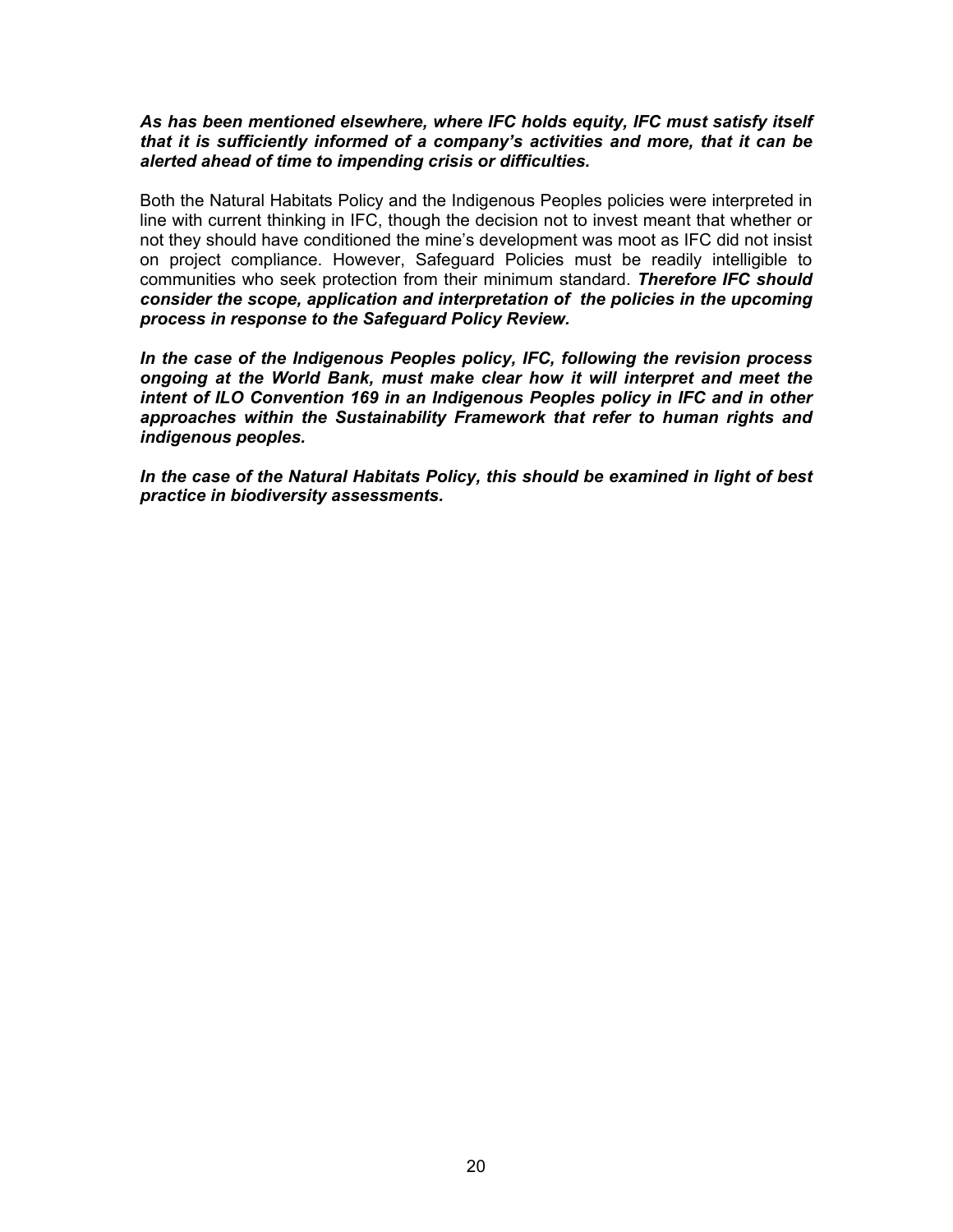***As has been mentioned elsewhere, where IFC holds equity, IFC must satisfy itself that it is sufficiently informed of a company's activities and more, that it can be alerted ahead of time to impending crisis or difficulties.***

Both the Natural Habitats Policy and the Indigenous Peoples policies were interpreted in line with current thinking in IFC, though the decision not to invest meant that whether or not they should have conditioned the mine's development was moot as IFC did not insist on project compliance. However, Safeguard Policies must be readily intelligible to communities who seek protection from their minimum standard. ***Therefore IFC should consider the scope, application and interpretation of the policies in the upcoming process in response to the Safeguard Policy Review.***

***In the case of the Indigenous Peoples policy, IFC, following the revision process ongoing at the World Bank, must make clear how it will interpret and meet the intent of ILO Convention 169 in an Indigenous Peoples policy in IFC and in other approaches within the Sustainability Framework that refer to human rights and indigenous peoples.***

***In the case of the Natural Habitats Policy, this should be examined in light of best practice in biodiversity assessments.***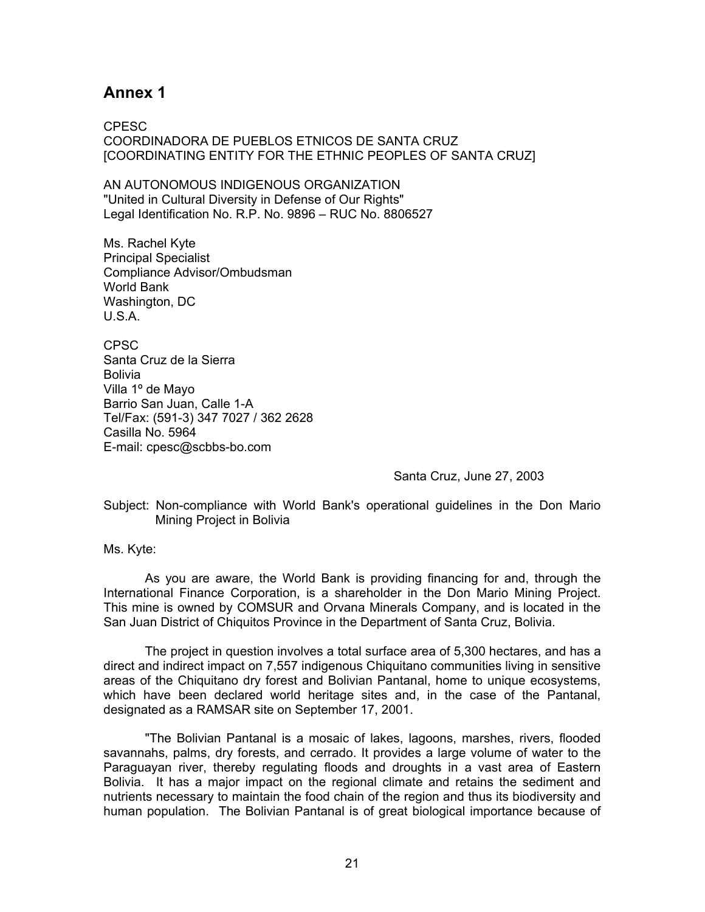# Annex 1

CPESC
COORDINADORA DE PUEBLOS ETNICOS DE SANTA CRUZ
[COORDINATING ENTITY FOR THE ETHNIC PEOPLES OF SANTA CRUZ]

AN AUTONOMOUS INDIGENOUS ORGANIZATION
"United in Cultural Diversity in Defense of Our Rights"
Legal Identification No. R.P. No. 9896 – RUC No. 8806527

Ms. Rachel Kyte
Principal Specialist
Compliance Advisor/Ombudsman
World Bank
Washington, DC
U.S.A.

CPSC
Santa Cruz de la Sierra
Bolivia
Villa 1º de Mayo
Barrio San Juan, Calle 1-A
Tel/Fax: (591-3) 347 7027 / 362 2628
Casilla No. 5964
E-mail: cpesc@scbbs-bo.com

Santa Cruz, June 27, 2003

Subject: Non-compliance with World Bank's operational guidelines in the Don Mario Mining Project in Bolivia

Ms. Kyte:

As you are aware, the World Bank is providing financing for and, through the International Finance Corporation, is a shareholder in the Don Mario Mining Project. This mine is owned by COMSUR and Orvana Minerals Company, and is located in the San Juan District of Chiquitos Province in the Department of Santa Cruz, Bolivia.

The project in question involves a total surface area of 5,300 hectares, and has a direct and indirect impact on 7,557 indigenous Chiquitano communities living in sensitive areas of the Chiquitano dry forest and Bolivian Pantanal, home to unique ecosystems, which have been declared world heritage sites and, in the case of the Pantanal, designated as a RAMSAR site on September 17, 2001.

"The Bolivian Pantanal is a mosaic of lakes, lagoons, marshes, rivers, flooded savannahs, palms, dry forests, and cerrado. It provides a large volume of water to the Paraguayan river, thereby regulating floods and droughts in a vast area of Eastern Bolivia. It has a major impact on the regional climate and retains the sediment and nutrients necessary to maintain the food chain of the region and thus its biodiversity and human population. The Bolivian Pantanal is of great biological importance because of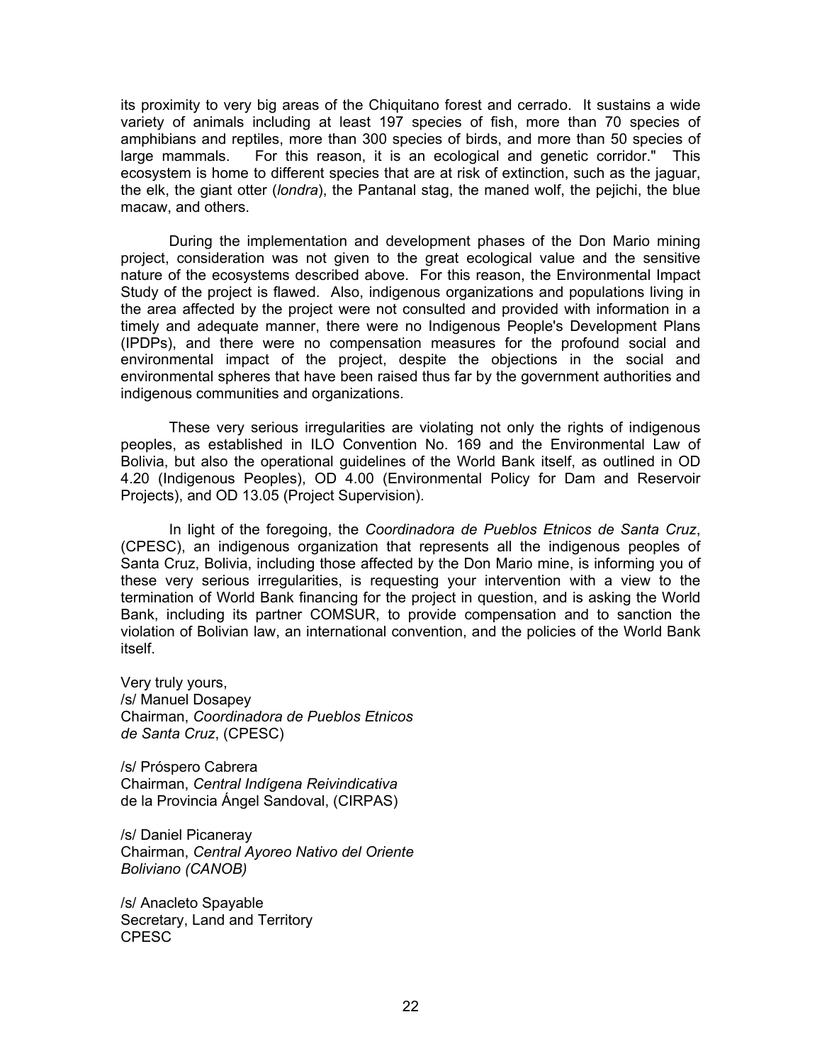its proximity to very big areas of the Chiquitano forest and cerrado. It sustains a wide variety of animals including at least 197 species of fish, more than 70 species of amphibians and reptiles, more than 300 species of birds, and more than 50 species of large mammals. For this reason, it is an ecological and genetic corridor." This ecosystem is home to different species that are at risk of extinction, such as the jaguar, the elk, the giant otter (*londra*), the Pantanal stag, the maned wolf, the pejichi, the blue macaw, and others.

During the implementation and development phases of the Don Mario mining project, consideration was not given to the great ecological value and the sensitive nature of the ecosystems described above. For this reason, the Environmental Impact Study of the project is flawed. Also, indigenous organizations and populations living in the area affected by the project were not consulted and provided with information in a timely and adequate manner, there were no Indigenous People's Development Plans (IPDPs), and there were no compensation measures for the profound social and environmental impact of the project, despite the objections in the social and environmental spheres that have been raised thus far by the government authorities and indigenous communities and organizations.

These very serious irregularities are violating not only the rights of indigenous peoples, as established in ILO Convention No. 169 and the Environmental Law of Bolivia, but also the operational guidelines of the World Bank itself, as outlined in OD 4.20 (Indigenous Peoples), OD 4.00 (Environmental Policy for Dam and Reservoir Projects), and OD 13.05 (Project Supervision).

In light of the foregoing, the *Coordinadora de Pueblos Etnicos de Santa Cruz*, (CPESC), an indigenous organization that represents all the indigenous peoples of Santa Cruz, Bolivia, including those affected by the Don Mario mine, is informing you of these very serious irregularities, is requesting your intervention with a view to the termination of World Bank financing for the project in question, and is asking the World Bank, including its partner COMSUR, to provide compensation and to sanction the violation of Bolivian law, an international convention, and the policies of the World Bank itself.

Very truly yours,
/s/ Manuel Dosapey
Chairman, *Coordinadora de Pueblos Etnicos de Santa Cruz*, (CPESC)

/s/ Próspero Cabrera
Chairman, *Central Indígena Reivindicativa* de la Provincia Ángel Sandoval, (CIRPAS)

/s/ Daniel Picaneray
Chairman, *Central Ayoreo Nativo del Oriente Boliviano (CANOB)*

/s/ Anacleto Spayable
Secretary, Land and Territory
CPESC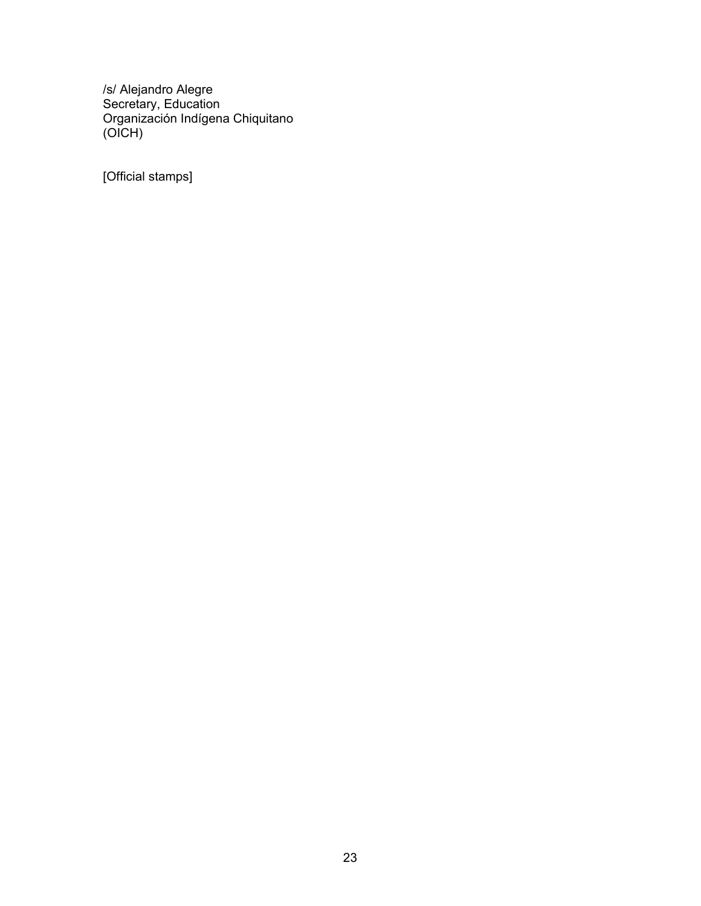/s/ Alejandro Alegre
Secretary, Education
Organización Indígena Chiquitano
(OICH)

[Official stamps]